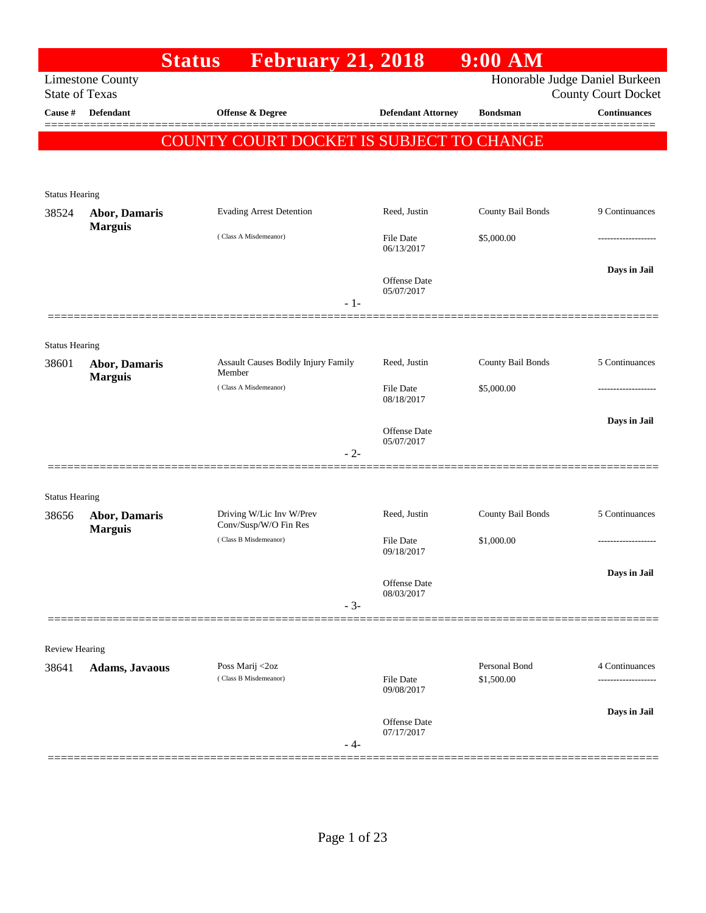# Status February 21, 2018 9:00 AM

Limestone County
State of Texas

Honorable Judge Daniel Burkeen
County Court Docket

| Cause # | Defendant | Offense & Degree | Defendant Attorney | Bondsman | Continuances |
|---|---|---|---|---|---|

**COUNTY COURT DOCKET IS SUBJECT TO CHANGE**

---

Status Hearing

| Cause # | Defendant | Offense & Degree | Defendant Attorney | Bondsman | Continuances |
|---|---|---|---|---|---|
| 38524 | **Abor, Damaris Marguis** | Evading Arrest Detention (Class A Misdemeanor) | Reed, Justin | County Bail Bonds | 9 Continuances |
| | | | File Date 06/13/2017 | $5,000.00 | ------------------- |
| | | | Offense Date 05/07/2017 | | **Days in Jail** |

- 1-

---

Status Hearing

| Cause # | Defendant | Offense & Degree | Defendant Attorney | Bondsman | Continuances |
|---|---|---|---|---|---|
| 38601 | **Abor, Damaris Marguis** | Assault Causes Bodily Injury Family Member (Class A Misdemeanor) | Reed, Justin | County Bail Bonds | 5 Continuances |
| | | | File Date 08/18/2017 | $5,000.00 | ------------------- |
| | | | Offense Date 05/07/2017 | | **Days in Jail** |

- 2-

---

Status Hearing

| Cause # | Defendant | Offense & Degree | Defendant Attorney | Bondsman | Continuances |
|---|---|---|---|---|---|
| 38656 | **Abor, Damaris Marguis** | Driving W/Lic Inv W/Prev Conv/Susp/W/O Fin Res (Class B Misdemeanor) | Reed, Justin | County Bail Bonds | 5 Continuances |
| | | | File Date 09/18/2017 | $1,000.00 | ------------------- |
| | | | Offense Date 08/03/2017 | | **Days in Jail** |

- 3-

---

Review Hearing

| Cause # | Defendant | Offense & Degree | Defendant Attorney | Bondsman | Continuances |
|---|---|---|---|---|---|
| 38641 | **Adams, Javaous** | Poss Marij <2oz (Class B Misdemeanor) | | Personal Bond | 4 Continuances |
| | | | File Date 09/08/2017 | $1,500.00 | ------------------- |
| | | | Offense Date 07/17/2017 | | **Days in Jail** |

- 4-

---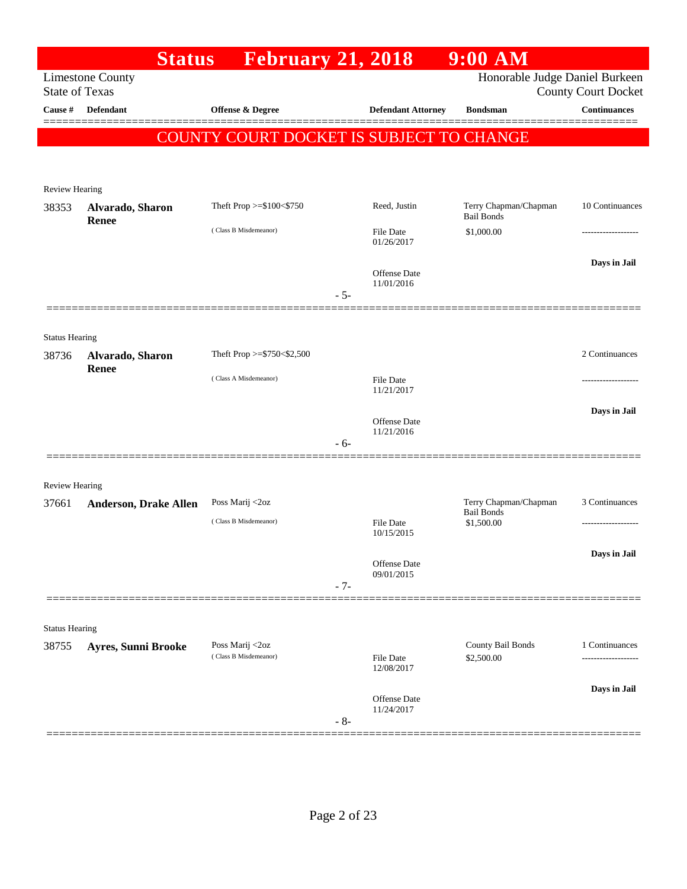# Status February 21, 2018 9:00 AM

Limestone County
State of Texas

Honorable Judge Daniel Burkeen
County Court Docket

| Cause # | Defendant | Offense & Degree | Defendant Attorney | Bondsman | Continuances |
|---|---|---|---|---|---|

## COUNTY COURT DOCKET IS SUBJECT TO CHANGE

Review Hearing

| Cause # | Defendant | Offense & Degree | Defendant Attorney | Bondsman | Continuances |
|---|---|---|---|---|---|
| 38353 | **Alvarado, Sharon Renee** | Theft Prop >=$100<$750 (Class B Misdemeanor) | Reed, Justin<br>File Date 01/26/2017<br>Offense Date 11/01/2016 | Terry Chapman/Chapman Bail Bonds<br>$1,000.00 | 10 Continuances<br>-------------------<br>**Days in Jail** |

- 5-

Status Hearing

| Cause # | Defendant | Offense & Degree | Defendant Attorney | Bondsman | Continuances |
|---|---|---|---|---|---|
| 38736 | **Alvarado, Sharon Renee** | Theft Prop >=$750<$2,500 (Class A Misdemeanor) | File Date 11/21/2017<br>Offense Date 11/21/2016 | | 2 Continuances<br>-------------------<br>**Days in Jail** |

- 6-

Review Hearing

| Cause # | Defendant | Offense & Degree | Defendant Attorney | Bondsman | Continuances |
|---|---|---|---|---|---|
| 37661 | **Anderson, Drake Allen** | Poss Marij <2oz (Class B Misdemeanor) | File Date 10/15/2015<br>Offense Date 09/01/2015 | Terry Chapman/Chapman Bail Bonds<br>$1,500.00 | 3 Continuances<br>-------------------<br>**Days in Jail** |

- 7-

Status Hearing

| Cause # | Defendant | Offense & Degree | Defendant Attorney | Bondsman | Continuances |
|---|---|---|---|---|---|
| 38755 | **Ayres, Sunni Brooke** | Poss Marij <2oz (Class B Misdemeanor) | File Date 12/08/2017<br>Offense Date 11/24/2017 | County Bail Bonds<br>$2,500.00 | 1 Continuances<br>-------------------<br>**Days in Jail** |

- 8-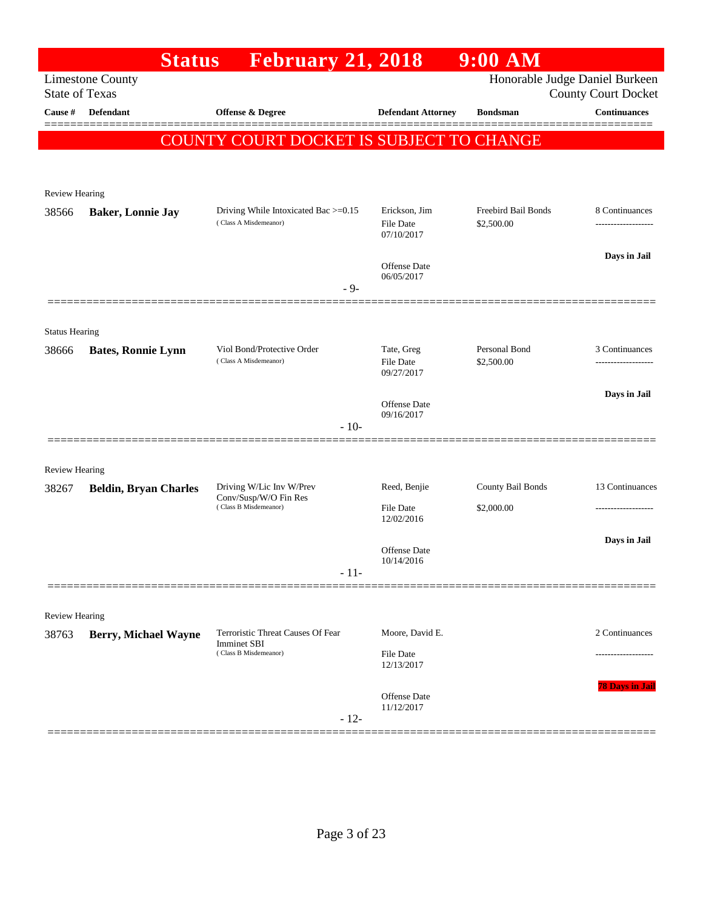# Status February 21, 2018 9:00 AM

Limestone County
State of Texas

Honorable Judge Daniel Burkeen
County Court Docket

| Cause # | Defendant | Offense & Degree | Defendant Attorney | Bondsman | Continuances |
|---|---|---|---|---|---|

**COUNTY COURT DOCKET IS SUBJECT TO CHANGE**

---

Review Hearing

| Cause # | Defendant | Offense & Degree | Defendant Attorney | Bondsman | Continuances |
|---|---|---|---|---|---|
| 38566 | **Baker, Lonnie Jay** | Driving While Intoxicated Bac >=0.15 (Class A Misdemeanor) | Erickson, Jim<br>File Date 07/10/2017<br>Offense Date 06/05/2017 | Freebird Bail Bonds<br>$2,500.00 | 8 Continuances<br>Days in Jail |

- 9-

---

Status Hearing

| Cause # | Defendant | Offense & Degree | Defendant Attorney | Bondsman | Continuances |
|---|---|---|---|---|---|
| 38666 | **Bates, Ronnie Lynn** | Viol Bond/Protective Order (Class A Misdemeanor) | Tate, Greg<br>File Date 09/27/2017<br>Offense Date 09/16/2017 | Personal Bond<br>$2,500.00 | 3 Continuances<br>Days in Jail |

- 10-

---

Review Hearing

| Cause # | Defendant | Offense & Degree | Defendant Attorney | Bondsman | Continuances |
|---|---|---|---|---|---|
| 38267 | **Beldin, Bryan Charles** | Driving W/Lic Inv W/Prev Conv/Susp/W/O Fin Res (Class B Misdemeanor) | Reed, Benjie<br>File Date 12/02/2016<br>Offense Date 10/14/2016 | County Bail Bonds<br>$2,000.00 | 13 Continuances<br>Days in Jail |

- 11-

---

Review Hearing

| Cause # | Defendant | Offense & Degree | Defendant Attorney | Bondsman | Continuances |
|---|---|---|---|---|---|
| 38763 | **Berry, Michael Wayne** | Terroristic Threat Causes Of Fear Imminet SBI (Class B Misdemeanor) | Moore, David E.<br>File Date 12/13/2017<br>Offense Date 11/12/2017 | | 2 Continuances<br>78 Days in Jail |

- 12-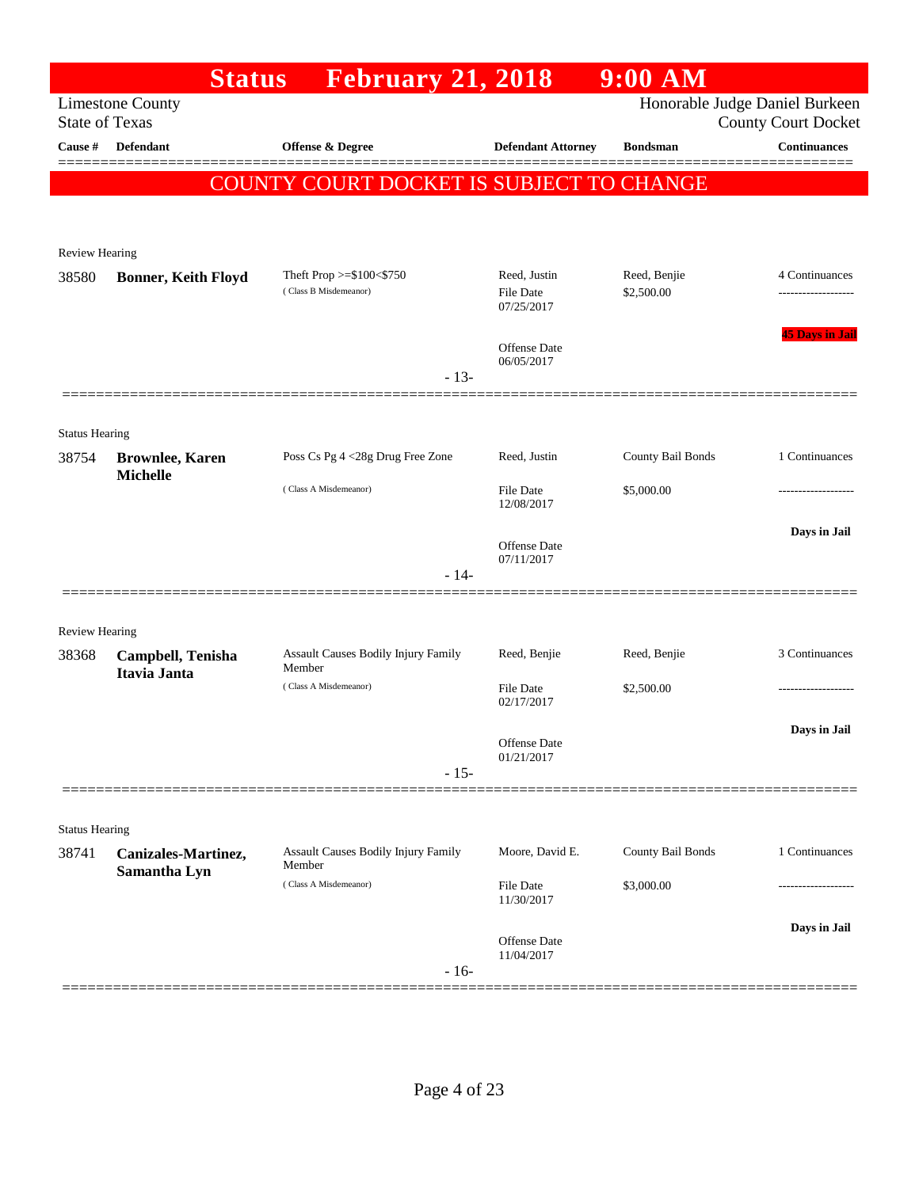# Status February 21, 2018 9:00 AM

Limestone County
State of Texas

Honorable Judge Daniel Burkeen
County Court Docket

**COUNTY COURT DOCKET IS SUBJECT TO CHANGE**

| Cause # | Defendant | Offense & Degree | Defendant Attorney | Bondsman | Continuances |
|---|---|---|---|---|---|
| **Review Hearing** | | | | | |
| 38580 | **Bonner, Keith Floyd** | Theft Prop >=$100<$750 (Class B Misdemeanor) | Reed, Justin<br>File Date 07/25/2017<br>Offense Date 06/05/2017 | Reed, Benjie<br>$2,500.00 | 4 Continuances<br>-------------------<br>45 Days in Jail |
| | | - 13- | | | |
| **Status Hearing** | | | | | |
| 38754 | **Brownlee, Karen Michelle** | Poss Cs Pg 4 <28g Drug Free Zone (Class A Misdemeanor) | Reed, Justin<br>File Date 12/08/2017<br>Offense Date 07/11/2017 | County Bail Bonds<br>$5,000.00 | 1 Continuances<br>-------------------<br>Days in Jail |
| | | - 14- | | | |
| **Review Hearing** | | | | | |
| 38368 | **Campbell, Tenisha Itavia Janta** | Assault Causes Bodily Injury Family Member (Class A Misdemeanor) | Reed, Benjie<br>File Date 02/17/2017<br>Offense Date 01/21/2017 | Reed, Benjie<br>$2,500.00 | 3 Continuances<br>-------------------<br>Days in Jail |
| | | - 15- | | | |
| **Status Hearing** | | | | | |
| 38741 | **Canizales-Martinez, Samantha Lyn** | Assault Causes Bodily Injury Family Member (Class A Misdemeanor) | Moore, David E.<br>File Date 11/30/2017<br>Offense Date 11/04/2017 | County Bail Bonds<br>$3,000.00 | 1 Continuances<br>-------------------<br>Days in Jail |
| | | - 16- | | | |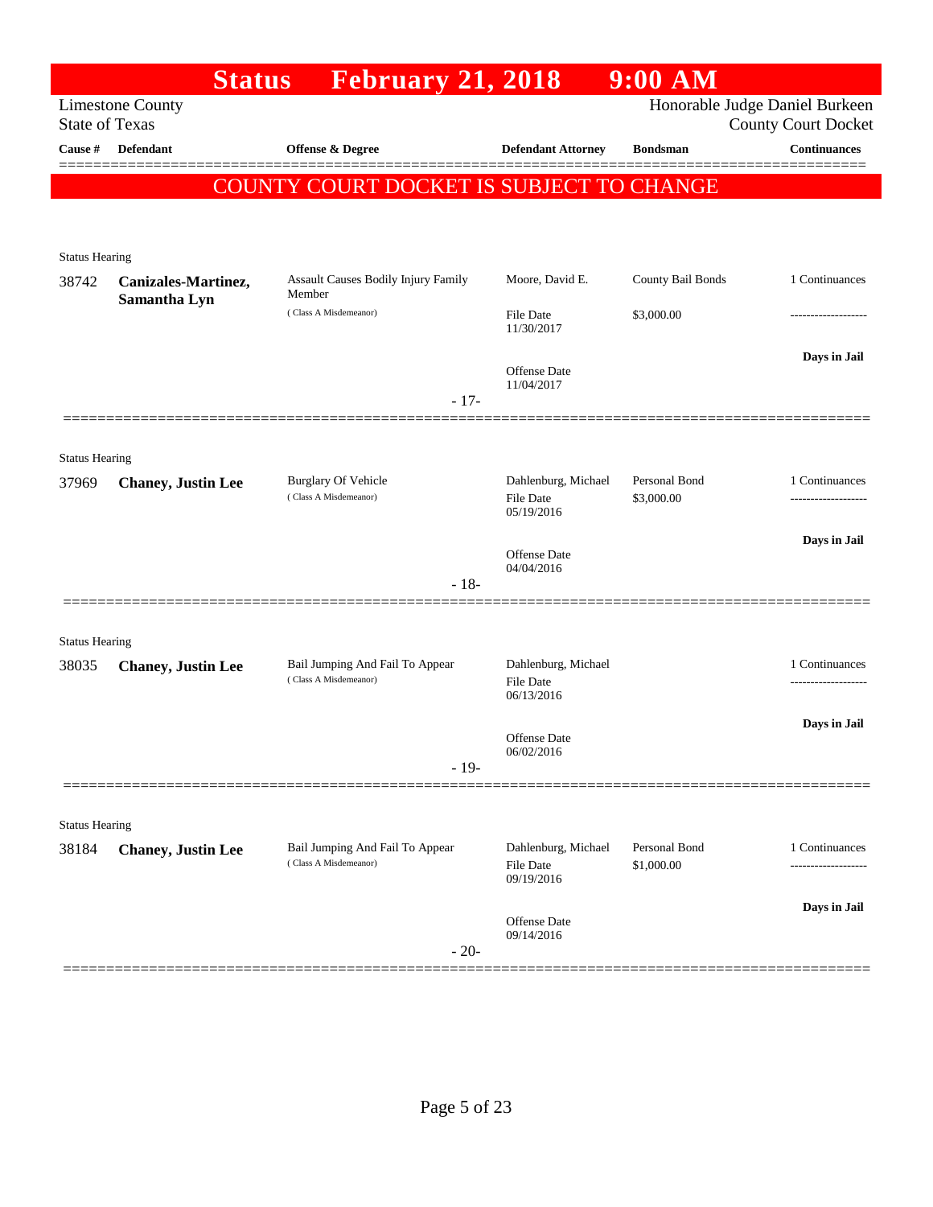# Status February 21, 2018 9:00 AM

Limestone County
State of Texas

Honorable Judge Daniel Burkeen
County Court Docket

| Cause # | Defendant | Offense & Degree | Defendant Attorney | Bondsman | Continuances |
|---|---|---|---|---|---|

**COUNTY COURT DOCKET IS SUBJECT TO CHANGE**

---

Status Hearing

| Cause # | Defendant | Offense & Degree | Defendant Attorney | Bondsman | Continuances |
|---|---|---|---|---|---|
| 38742 | **Canizales-Martinez, Samantha Lyn** | Assault Causes Bodily Injury Family Member (Class A Misdemeanor) | Moore, David E. | County Bail Bonds | 1 Continuances |
| | | | File Date 11/30/2017 | $3,000.00 | ------------------- |
| | | | Offense Date 11/04/2017 | | Days in Jail |

- 17-

---

Status Hearing

| Cause # | Defendant | Offense & Degree | Defendant Attorney | Bondsman | Continuances |
|---|---|---|---|---|---|
| 37969 | **Chaney, Justin Lee** | Burglary Of Vehicle (Class A Misdemeanor) | Dahlenburg, Michael | Personal Bond | 1 Continuances |
| | | | File Date 05/19/2016 | $3,000.00 | ------------------- |
| | | | Offense Date 04/04/2016 | | Days in Jail |

- 18-

---

Status Hearing

| Cause # | Defendant | Offense & Degree | Defendant Attorney | Bondsman | Continuances |
|---|---|---|---|---|---|
| 38035 | **Chaney, Justin Lee** | Bail Jumping And Fail To Appear (Class A Misdemeanor) | Dahlenburg, Michael | | 1 Continuances |
| | | | File Date 06/13/2016 | | ------------------- |
| | | | Offense Date 06/02/2016 | | Days in Jail |

- 19-

---

Status Hearing

| Cause # | Defendant | Offense & Degree | Defendant Attorney | Bondsman | Continuances |
|---|---|---|---|---|---|
| 38184 | **Chaney, Justin Lee** | Bail Jumping And Fail To Appear (Class A Misdemeanor) | Dahlenburg, Michael | Personal Bond | 1 Continuances |
| | | | File Date 09/19/2016 | $1,000.00 | ------------------- |
| | | | Offense Date 09/14/2016 | | Days in Jail |

- 20-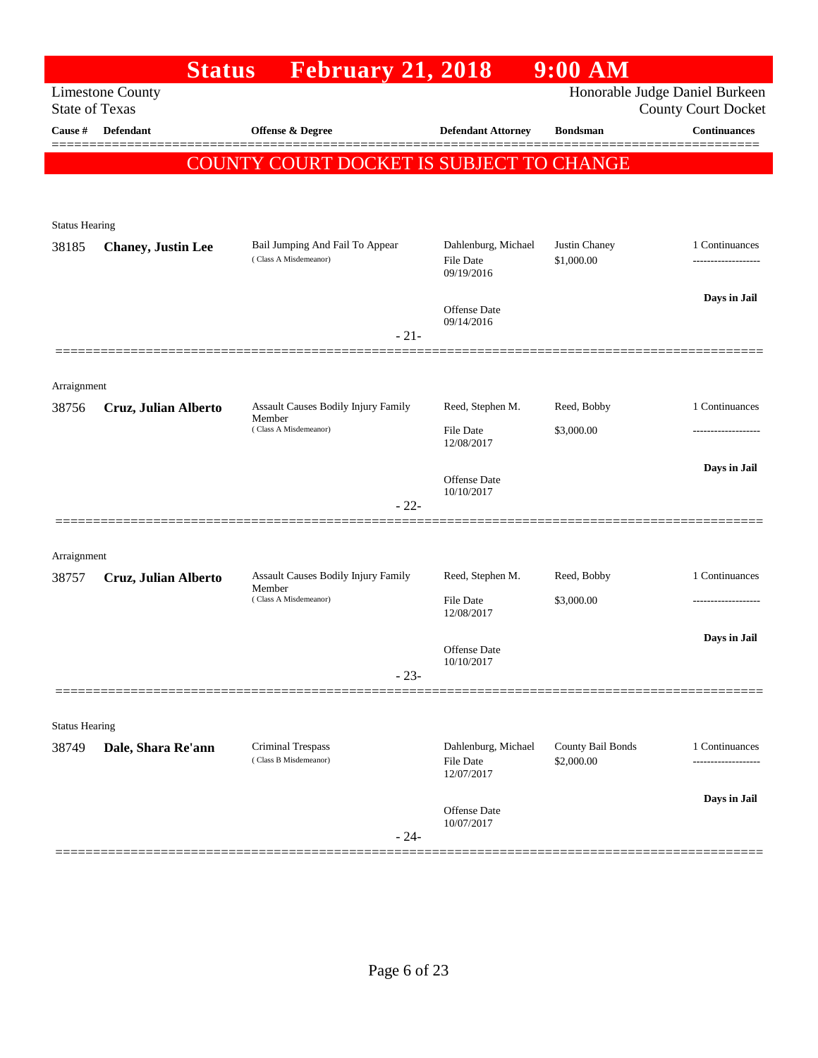# Status February 21, 2018 9:00 AM

Limestone County
State of Texas

Honorable Judge Daniel Burkeen
County Court Docket

| Cause # | Defendant | Offense & Degree | Defendant Attorney | Bondsman | Continuances |
|---|---|---|---|---|---|

## COUNTY COURT DOCKET IS SUBJECT TO CHANGE

Status Hearing

| Cause # | Defendant | Offense & Degree | Defendant Attorney | Bondsman | Continuances |
|---|---|---|---|---|---|
| 38185 | **Chaney, Justin Lee** | Bail Jumping And Fail To Appear (Class A Misdemeanor) | Dahlenburg, Michael<br>File Date 09/19/2016<br>Offense Date 09/14/2016 | Justin Chaney<br>$1,000.00 | 1 Continuances<br>-------------------<br>**Days in Jail** |

- 21-

Arraignment

| Cause # | Defendant | Offense & Degree | Defendant Attorney | Bondsman | Continuances |
|---|---|---|---|---|---|
| 38756 | **Cruz, Julian Alberto** | Assault Causes Bodily Injury Family Member (Class A Misdemeanor) | Reed, Stephen M.<br>File Date 12/08/2017<br>Offense Date 10/10/2017 | Reed, Bobby<br>$3,000.00 | 1 Continuances<br>-------------------<br>**Days in Jail** |

- 22-

Arraignment

| Cause # | Defendant | Offense & Degree | Defendant Attorney | Bondsman | Continuances |
|---|---|---|---|---|---|
| 38757 | **Cruz, Julian Alberto** | Assault Causes Bodily Injury Family Member (Class A Misdemeanor) | Reed, Stephen M.<br>File Date 12/08/2017<br>Offense Date 10/10/2017 | Reed, Bobby<br>$3,000.00 | 1 Continuances<br>-------------------<br>**Days in Jail** |

- 23-

Status Hearing

| Cause # | Defendant | Offense & Degree | Defendant Attorney | Bondsman | Continuances |
|---|---|---|---|---|---|
| 38749 | **Dale, Shara Re'ann** | Criminal Trespass (Class B Misdemeanor) | Dahlenburg, Michael<br>File Date 12/07/2017<br>Offense Date 10/07/2017 | County Bail Bonds<br>$2,000.00 | 1 Continuances<br>-------------------<br>**Days in Jail** |

- 24-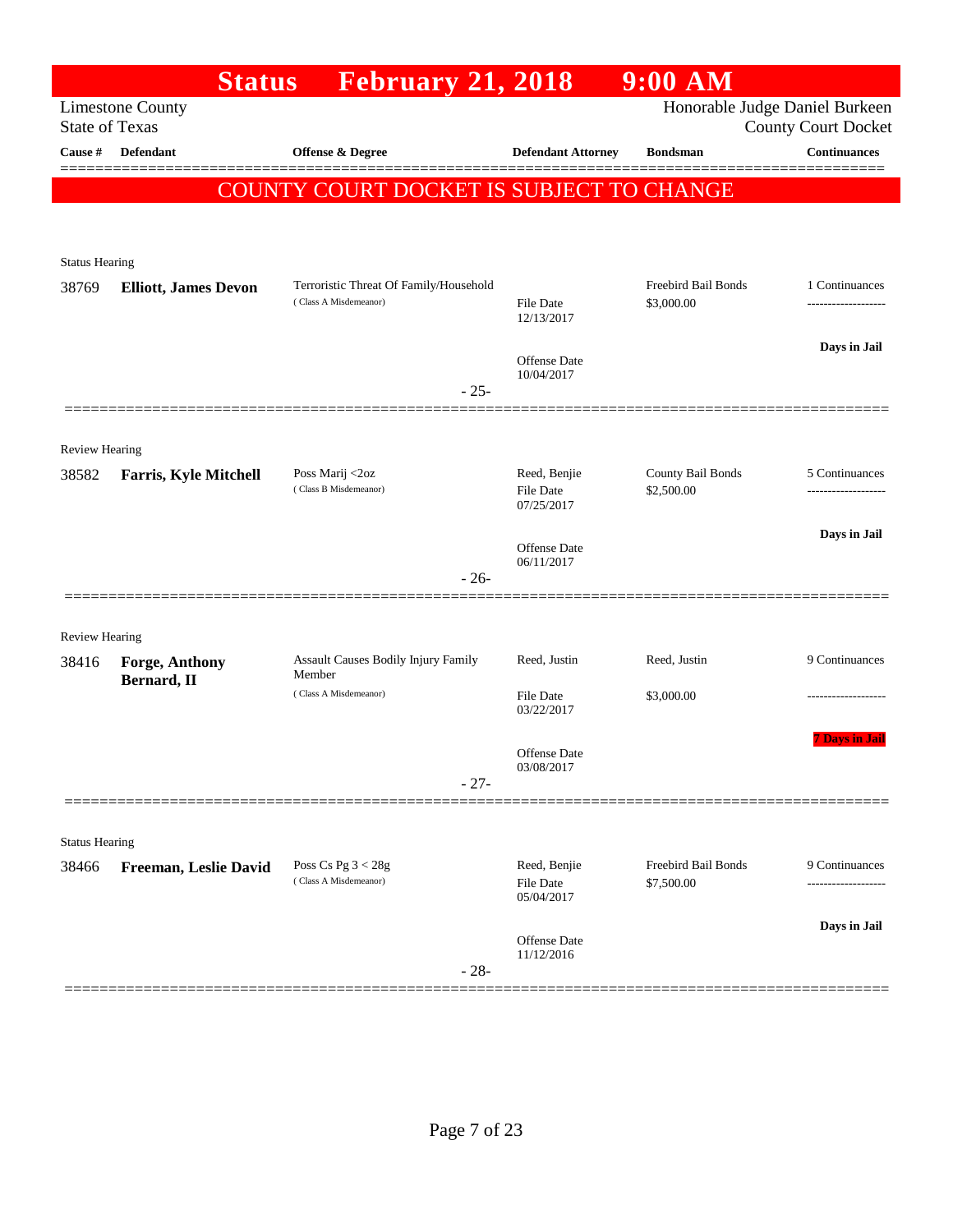# Status February 21, 2018 9:00 AM

Limestone County
State of Texas

Honorable Judge Daniel Burkeen
County Court Docket

**COUNTY COURT DOCKET IS SUBJECT TO CHANGE**

| Cause # | Defendant | Offense & Degree | Defendant Attorney | Bondsman | Continuances |
|---|---|---|---|---|---|
| Status Hearing | | | | | |
| 38769 | **Elliott, James Devon** | Terroristic Threat Of Family/Household (Class A Misdemeanor) | File Date 12/13/2017; Offense Date 10/04/2017 | Freebird Bail Bonds $3,000.00 | 1 Continuances; Days in Jail |
| | | - 25- | | | |
| Review Hearing | | | | | |
| 38582 | **Farris, Kyle Mitchell** | Poss Marij <2oz (Class B Misdemeanor) | Reed, Benjie; File Date 07/25/2017; Offense Date 06/11/2017 | County Bail Bonds $2,500.00 | 5 Continuances; Days in Jail |
| | | - 26- | | | |
| Review Hearing | | | | | |
| 38416 | **Forge, Anthony Bernard, II** | Assault Causes Bodily Injury Family Member (Class A Misdemeanor) | Reed, Justin; File Date 03/22/2017; Offense Date 03/08/2017 | Reed, Justin $3,000.00 | 9 Continuances; 7 Days in Jail |
| | | - 27- | | | |
| Status Hearing | | | | | |
| 38466 | **Freeman, Leslie David** | Poss Cs Pg 3 < 28g (Class A Misdemeanor) | Reed, Benjie; File Date 05/04/2017; Offense Date 11/12/2016 | Freebird Bail Bonds $7,500.00 | 9 Continuances; Days in Jail |
| | | - 28- | | | |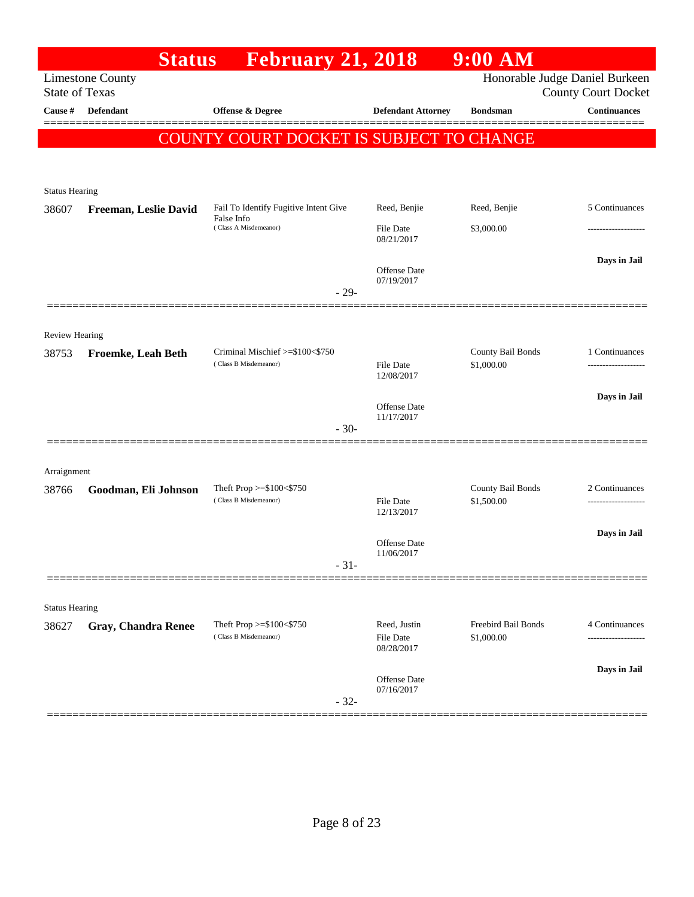# Status February 21, 2018 9:00 AM

Limestone County
State of Texas

Honorable Judge Daniel Burkeen
County Court Docket

| Cause # | Defendant | Offense & Degree | Defendant Attorney | Bondsman | Continuances |
|---|---|---|---|---|---|

**COUNTY COURT DOCKET IS SUBJECT TO CHANGE**

---

Status Hearing

| Cause # | Defendant | Offense & Degree | Defendant Attorney | Bondsman | Continuances |
|---|---|---|---|---|---|
| 38607 | **Freeman, Leslie David** | Fail To Identify Fugitive Intent Give False Info (Class A Misdemeanor) | Reed, Benjie | Reed, Benjie | 5 Continuances |
| | | | File Date 08/21/2017 | $3,000.00 | ------------------- |
| | | | Offense Date 07/19/2017 | | **Days in Jail** |

- 29-

---

Review Hearing

| Cause # | Defendant | Offense & Degree | Defendant Attorney | Bondsman | Continuances |
|---|---|---|---|---|---|
| 38753 | **Froemke, Leah Beth** | Criminal Mischief >=$100<$750 (Class B Misdemeanor) | | County Bail Bonds | 1 Continuances |
| | | | File Date 12/08/2017 | $1,000.00 | ------------------- |
| | | | Offense Date 11/17/2017 | | **Days in Jail** |

- 30-

---

Arraignment

| Cause # | Defendant | Offense & Degree | Defendant Attorney | Bondsman | Continuances |
|---|---|---|---|---|---|
| 38766 | **Goodman, Eli Johnson** | Theft Prop >=$100<$750 (Class B Misdemeanor) | | County Bail Bonds | 2 Continuances |
| | | | File Date 12/13/2017 | $1,500.00 | ------------------- |
| | | | Offense Date 11/06/2017 | | **Days in Jail** |

- 31-

---

Status Hearing

| Cause # | Defendant | Offense & Degree | Defendant Attorney | Bondsman | Continuances |
|---|---|---|---|---|---|
| 38627 | **Gray, Chandra Renee** | Theft Prop >=$100<$750 (Class B Misdemeanor) | Reed, Justin | Freebird Bail Bonds | 4 Continuances |
| | | | File Date 08/28/2017 | $1,000.00 | ------------------- |
| | | | Offense Date 07/16/2017 | | **Days in Jail** |

- 32-

---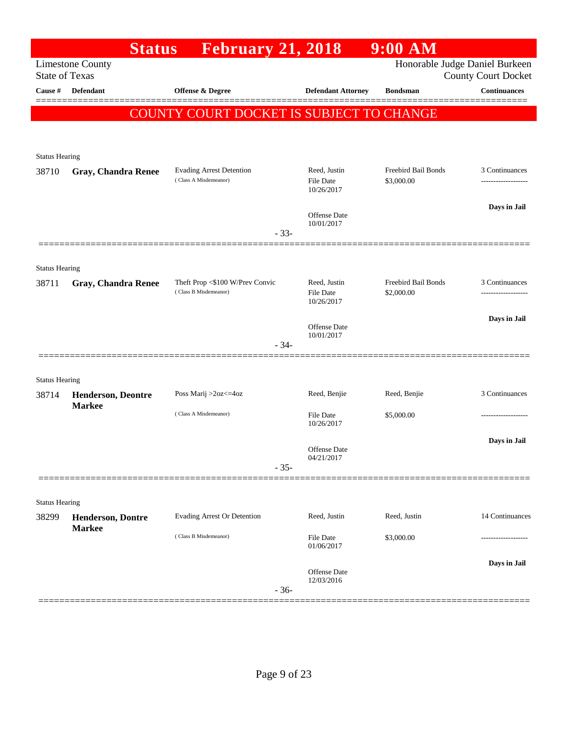# Status February 21, 2018 9:00 AM

Limestone County
State of Texas

Honorable Judge Daniel Burkeen
County Court Docket

| Cause # | Defendant | Offense & Degree | Defendant Attorney | Bondsman | Continuances |
|---|---|---|---|---|---|

**COUNTY COURT DOCKET IS SUBJECT TO CHANGE**

Status Hearing

| Cause # | Defendant | Offense & Degree | Defendant Attorney | Bondsman | Continuances |
|---|---|---|---|---|---|
| 38710 | **Gray, Chandra Renee** | Evading Arrest Detention (Class A Misdemeanor) | Reed, Justin<br>File Date 10/26/2017<br>Offense Date 10/01/2017 | Freebird Bail Bonds<br>$3,000.00 | 3 Continuances<br>-------------------<br>**Days in Jail** |

- 33-

Status Hearing

| Cause # | Defendant | Offense & Degree | Defendant Attorney | Bondsman | Continuances |
|---|---|---|---|---|---|
| 38711 | **Gray, Chandra Renee** | Theft Prop <$100 W/Prev Convic (Class B Misdemeanor) | Reed, Justin<br>File Date 10/26/2017<br>Offense Date 10/01/2017 | Freebird Bail Bonds<br>$2,000.00 | 3 Continuances<br>-------------------<br>**Days in Jail** |

- 34-

Status Hearing

| Cause # | Defendant | Offense & Degree | Defendant Attorney | Bondsman | Continuances |
|---|---|---|---|---|---|
| 38714 | **Henderson, Deontre Markee** | Poss Marij >2oz<=4oz (Class A Misdemeanor) | Reed, Benjie<br>File Date 10/26/2017<br>Offense Date 04/21/2017 | Reed, Benjie<br>$5,000.00 | 3 Continuances<br>-------------------<br>**Days in Jail** |

- 35-

Status Hearing

| Cause # | Defendant | Offense & Degree | Defendant Attorney | Bondsman | Continuances |
|---|---|---|---|---|---|
| 38299 | **Henderson, Dontre Markee** | Evading Arrest Or Detention (Class B Misdemeanor) | Reed, Justin<br>File Date 01/06/2017<br>Offense Date 12/03/2016 | Reed, Justin<br>$3,000.00 | 14 Continuances<br>-------------------<br>**Days in Jail** |

- 36-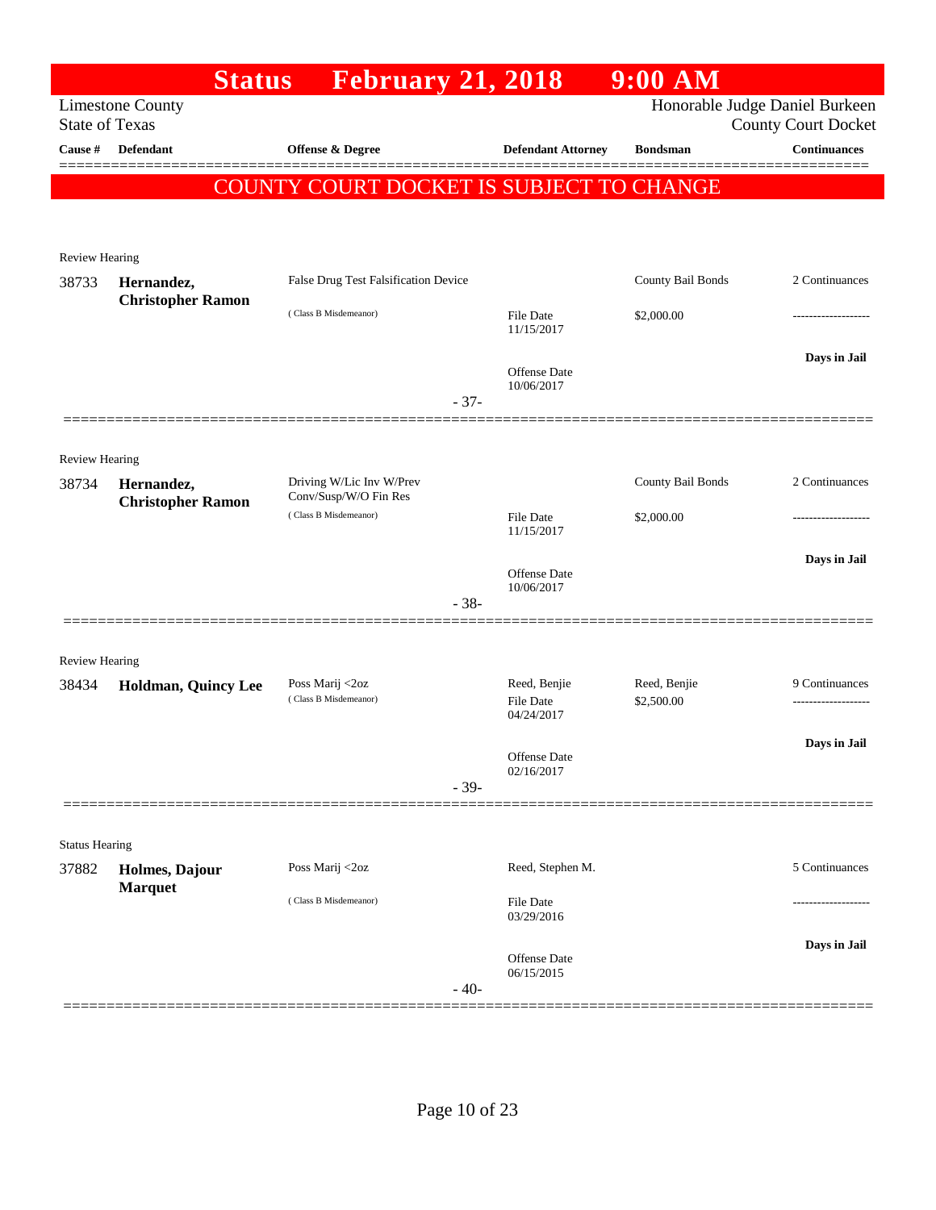# Status February 21, 2018 9:00 AM

Limestone County
State of Texas

Honorable Judge Daniel Burkeen
County Court Docket

| Cause # | Defendant | Offense & Degree | Defendant Attorney | Bondsman | Continuances |
|---|---|---|---|---|---|

**COUNTY COURT DOCKET IS SUBJECT TO CHANGE**

---

Review Hearing

| Cause # | Defendant | Offense & Degree | Defendant Attorney | Bondsman | Continuances |
|---|---|---|---|---|---|
| 38733 | **Hernandez, Christopher Ramon** | False Drug Test Falsification Device (Class B Misdemeanor) | File Date 11/15/2017<br>Offense Date 10/06/2017 | County Bail Bonds<br>$2,000.00 | 2 Continuances<br>-------------------<br>**Days in Jail** |

- 37-

---

Review Hearing

| Cause # | Defendant | Offense & Degree | Defendant Attorney | Bondsman | Continuances |
|---|---|---|---|---|---|
| 38734 | **Hernandez, Christopher Ramon** | Driving W/Lic Inv W/Prev Conv/Susp/W/O Fin Res (Class B Misdemeanor) | File Date 11/15/2017<br>Offense Date 10/06/2017 | County Bail Bonds<br>$2,000.00 | 2 Continuances<br>-------------------<br>**Days in Jail** |

- 38-

---

Review Hearing

| Cause # | Defendant | Offense & Degree | Defendant Attorney | Bondsman | Continuances |
|---|---|---|---|---|---|
| 38434 | **Holdman, Quincy Lee** | Poss Marij <2oz (Class B Misdemeanor) | Reed, Benjie<br>File Date 04/24/2017<br>Offense Date 02/16/2017 | Reed, Benjie<br>$2,500.00 | 9 Continuances<br>-------------------<br>**Days in Jail** |

- 39-

---

Status Hearing

| Cause # | Defendant | Offense & Degree | Defendant Attorney | Bondsman | Continuances |
|---|---|---|---|---|---|
| 37882 | **Holmes, Dajour Marquet** | Poss Marij <2oz (Class B Misdemeanor) | Reed, Stephen M.<br>File Date 03/29/2016<br>Offense Date 06/15/2015 | | 5 Continuances<br>-------------------<br>**Days in Jail** |

- 40-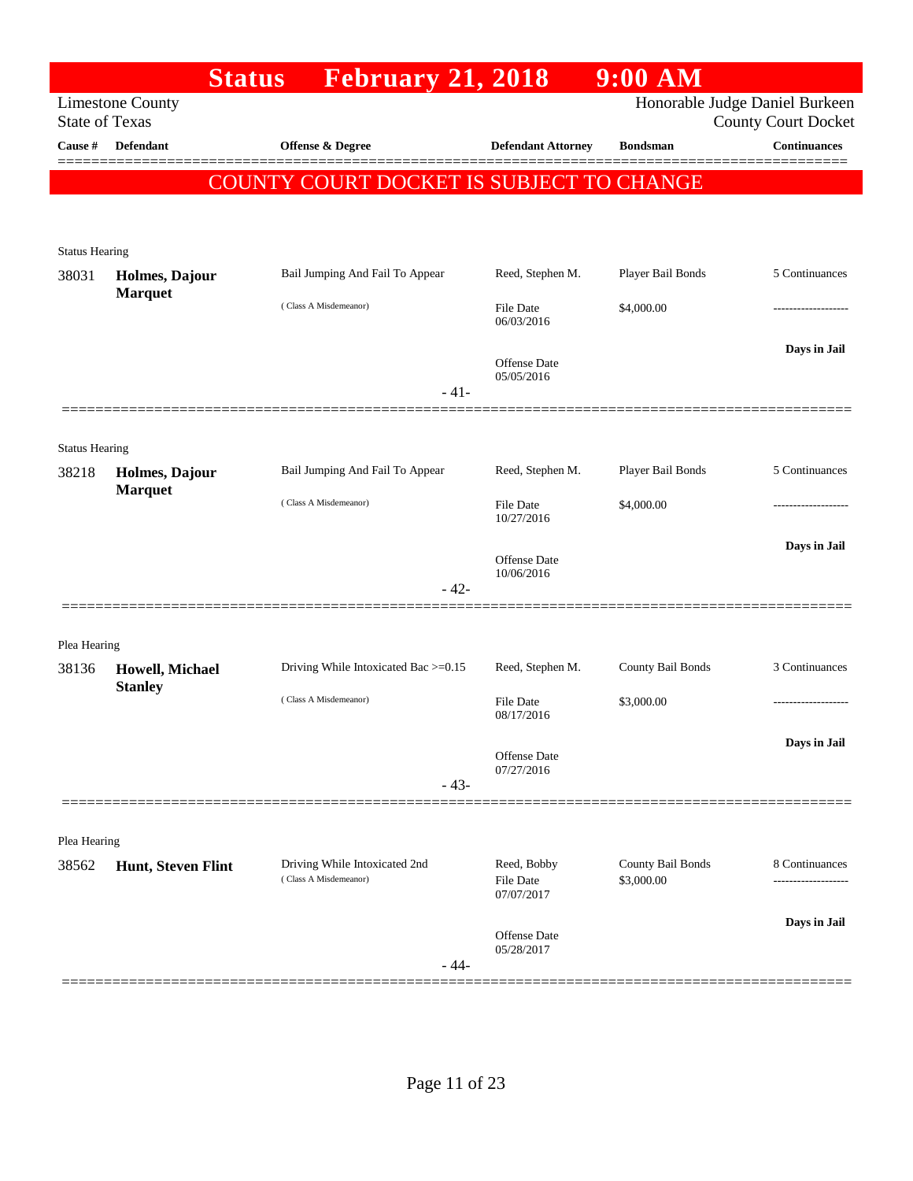# Status February 21, 2018 9:00 AM

Limestone County
State of Texas

Honorable Judge Daniel Burkeen
County Court Docket

COUNTY COURT DOCKET IS SUBJECT TO CHANGE

| Cause # | Defendant | Offense & Degree | Defendant Attorney | Bondsman | Continuances |
|---|---|---|---|---|---|
| **Status Hearing** | | | | | |
| 38031 | **Holmes, Dajour Marquet** | Bail Jumping And Fail To Appear (Class A Misdemeanor) | Reed, Stephen M.<br>File Date 06/03/2016<br>Offense Date 05/05/2016 | Player Bail Bonds<br>$4,000.00 | 5 Continuances<br>-------------------<br>**Days in Jail** |
| | | - 41- | | | |
| **Status Hearing** | | | | | |
| 38218 | **Holmes, Dajour Marquet** | Bail Jumping And Fail To Appear (Class A Misdemeanor) | Reed, Stephen M.<br>File Date 10/27/2016<br>Offense Date 10/06/2016 | Player Bail Bonds<br>$4,000.00 | 5 Continuances<br>-------------------<br>**Days in Jail** |
| | | - 42- | | | |
| **Plea Hearing** | | | | | |
| 38136 | **Howell, Michael Stanley** | Driving While Intoxicated Bac >=0.15 (Class A Misdemeanor) | Reed, Stephen M.<br>File Date 08/17/2016<br>Offense Date 07/27/2016 | County Bail Bonds<br>$3,000.00 | 3 Continuances<br>-------------------<br>**Days in Jail** |
| | | - 43- | | | |
| **Plea Hearing** | | | | | |
| 38562 | **Hunt, Steven Flint** | Driving While Intoxicated 2nd (Class A Misdemeanor) | Reed, Bobby<br>File Date 07/07/2017<br>Offense Date 05/28/2017 | County Bail Bonds<br>$3,000.00 | 8 Continuances<br>-------------------<br>**Days in Jail** |
| | | - 44- | | | |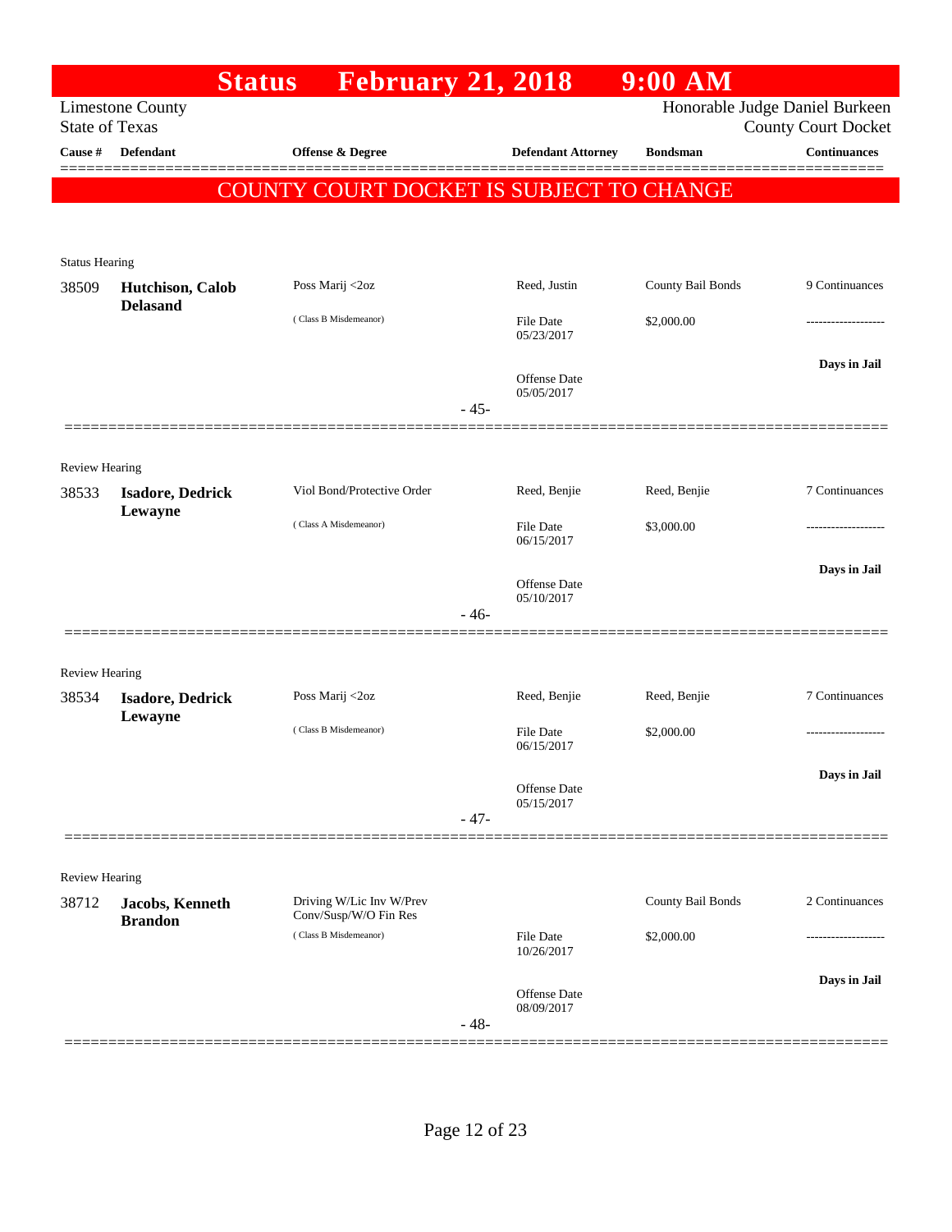# Status February 21, 2018 9:00 AM

Limestone County
State of Texas

Honorable Judge Daniel Burkeen
County Court Docket

| Cause # | Defendant | Offense & Degree | Defendant Attorney | Bondsman | Continuances |
|---|---|---|---|---|---|

**COUNTY COURT DOCKET IS SUBJECT TO CHANGE**

Status Hearing

| Cause # | Defendant | Offense & Degree | Defendant Attorney | Bondsman | Continuances |
|---|---|---|---|---|---|
| 38509 | **Hutchison, Calob Delasand** | Poss Marij <2oz | Reed, Justin | County Bail Bonds | 9 Continuances |
| | | ( Class B Misdemeanor) | File Date 05/23/2017 | $2,000.00 | ------------------- |
| | | | Offense Date 05/05/2017 | | **Days in Jail** |

- 45-

Review Hearing

| Cause # | Defendant | Offense & Degree | Defendant Attorney | Bondsman | Continuances |
|---|---|---|---|---|---|
| 38533 | **Isadore, Dedrick Lewayne** | Viol Bond/Protective Order | Reed, Benjie | Reed, Benjie | 7 Continuances |
| | | ( Class A Misdemeanor) | File Date 06/15/2017 | $3,000.00 | ------------------- |
| | | | Offense Date 05/10/2017 | | **Days in Jail** |

- 46-

Review Hearing

| Cause # | Defendant | Offense & Degree | Defendant Attorney | Bondsman | Continuances |
|---|---|---|---|---|---|
| 38534 | **Isadore, Dedrick Lewayne** | Poss Marij <2oz | Reed, Benjie | Reed, Benjie | 7 Continuances |
| | | ( Class B Misdemeanor) | File Date 06/15/2017 | $2,000.00 | ------------------- |
| | | | Offense Date 05/15/2017 | | **Days in Jail** |

- 47-

Review Hearing

| Cause # | Defendant | Offense & Degree | Defendant Attorney | Bondsman | Continuances |
|---|---|---|---|---|---|
| 38712 | **Jacobs, Kenneth Brandon** | Driving W/Lic Inv W/Prev Conv/Susp/W/O Fin Res | | County Bail Bonds | 2 Continuances |
| | | ( Class B Misdemeanor) | File Date 10/26/2017 | $2,000.00 | ------------------- |
| | | | Offense Date 08/09/2017 | | **Days in Jail** |

- 48-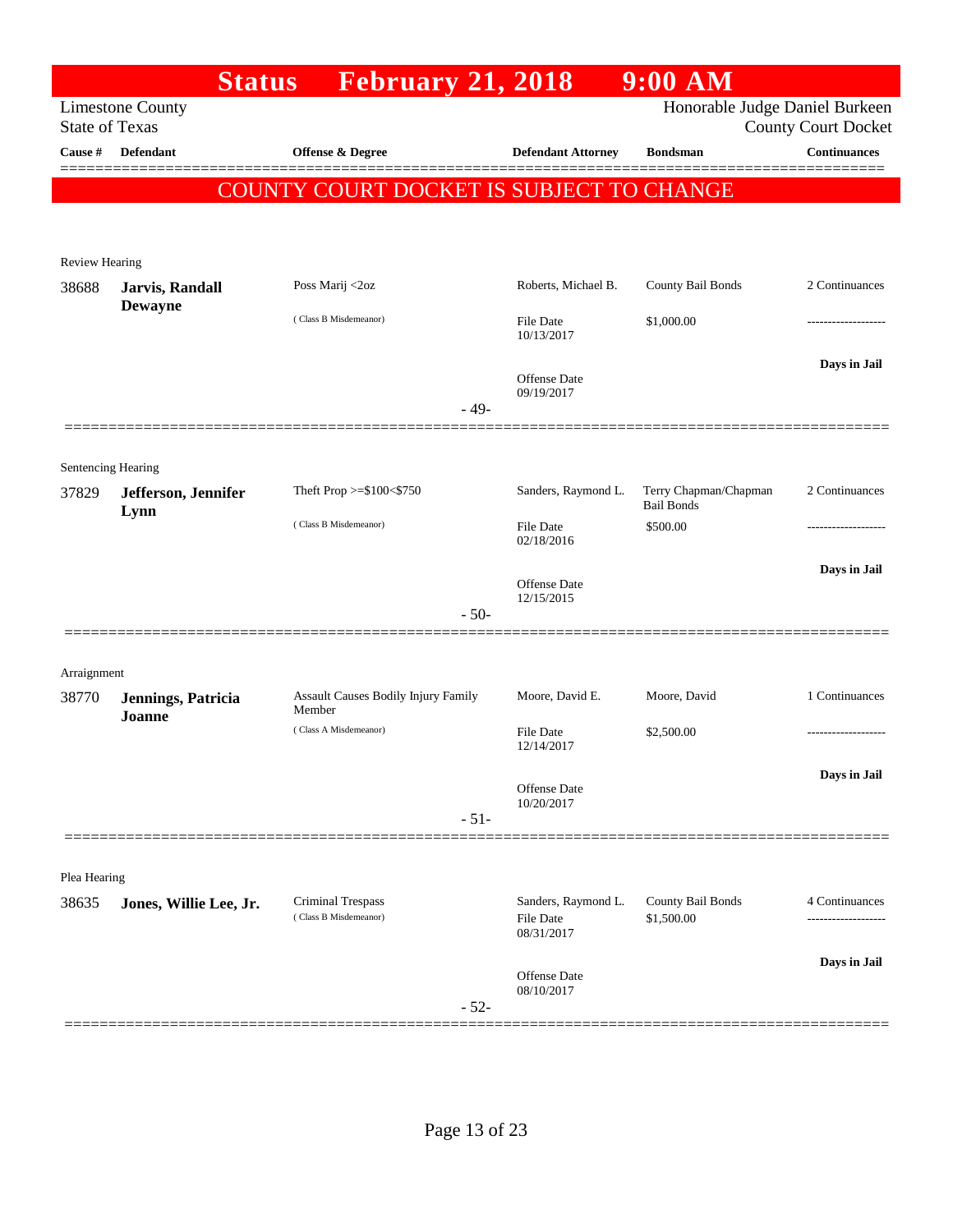# Status February 21, 2018 9:00 AM

Limestone County
State of Texas

Honorable Judge Daniel Burkeen
County Court Docket

**COUNTY COURT DOCKET IS SUBJECT TO CHANGE**

| Cause # | Defendant | Offense & Degree | Defendant Attorney | Bondsman | Continuances |
|---|---|---|---|---|---|
| **Review Hearing** | | | | | |
| 38688 | **Jarvis, Randall Dewayne** | Poss Marij <2oz (Class B Misdemeanor) | Roberts, Michael B. File Date 10/13/2017 Offense Date 09/19/2017 | County Bail Bonds $1,000.00 | 2 Continuances ------------------- **Days in Jail** |
| | | - 49- | | | |
| **Sentencing Hearing** | | | | | |
| 37829 | **Jefferson, Jennifer Lynn** | Theft Prop >=$100<$750 (Class B Misdemeanor) | Sanders, Raymond L. File Date 02/18/2016 Offense Date 12/15/2015 | Terry Chapman/Chapman Bail Bonds $500.00 | 2 Continuances ------------------- **Days in Jail** |
| | | - 50- | | | |
| **Arraignment** | | | | | |
| 38770 | **Jennings, Patricia Joanne** | Assault Causes Bodily Injury Family Member (Class A Misdemeanor) | Moore, David E. File Date 12/14/2017 Offense Date 10/20/2017 | Moore, David $2,500.00 | 1 Continuances ------------------- **Days in Jail** |
| | | - 51- | | | |
| **Plea Hearing** | | | | | |
| 38635 | **Jones, Willie Lee, Jr.** | Criminal Trespass (Class B Misdemeanor) | Sanders, Raymond L. File Date 08/31/2017 Offense Date 08/10/2017 | County Bail Bonds $1,500.00 | 4 Continuances ------------------- **Days in Jail** |
| | | - 52- | | | |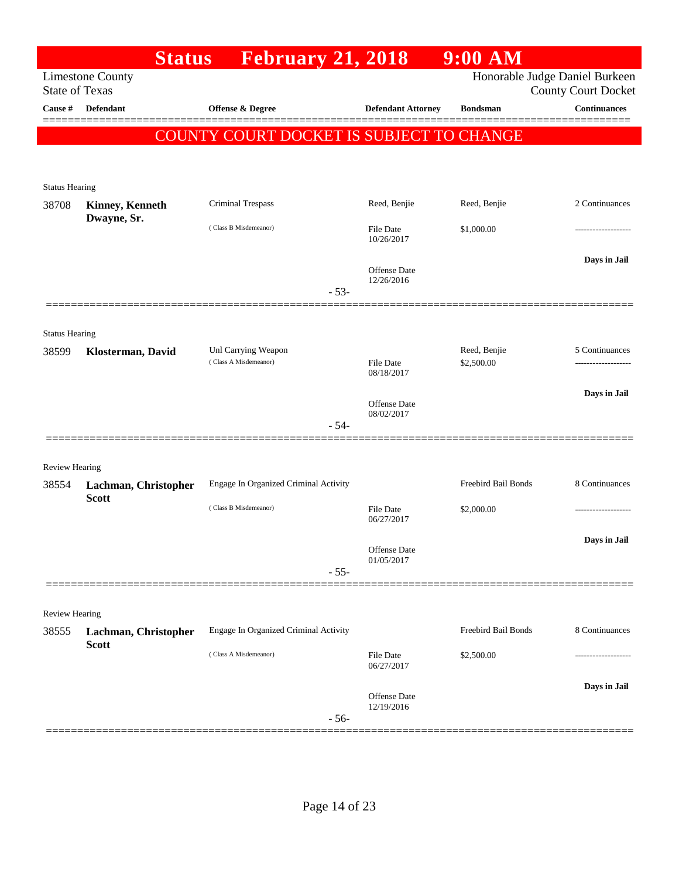# Status February 21, 2018 9:00 AM

Limestone County
State of Texas

Honorable Judge Daniel Burkeen
County Court Docket

**COUNTY COURT DOCKET IS SUBJECT TO CHANGE**

| Cause # | Defendant | Offense & Degree | Defendant Attorney | Bondsman | Continuances |
|---|---|---|---|---|---|
| Status Hearing | | | | | |
| 38708 | **Kinney, Kenneth Dwayne, Sr.** | Criminal Trespass | Reed, Benjie | Reed, Benjie | 2 Continuances |
| | | (Class B Misdemeanor) | File Date 10/26/2017 | $1,000.00 | ------------------- |
| | | | Offense Date 12/26/2016 | | **Days in Jail** |
| | | - 53- | | | |
| Status Hearing | | | | | |
| 38599 | **Klosterman, David** | Unl Carrying Weapon | | Reed, Benjie | 5 Continuances |
| | | (Class A Misdemeanor) | File Date 08/18/2017 | $2,500.00 | ------------------- |
| | | | Offense Date 08/02/2017 | | **Days in Jail** |
| | | - 54- | | | |
| Review Hearing | | | | | |
| 38554 | **Lachman, Christopher Scott** | Engage In Organized Criminal Activity | | Freebird Bail Bonds | 8 Continuances |
| | | (Class B Misdemeanor) | File Date 06/27/2017 | $2,000.00 | ------------------- |
| | | | Offense Date 01/05/2017 | | **Days in Jail** |
| | | - 55- | | | |
| Review Hearing | | | | | |
| 38555 | **Lachman, Christopher Scott** | Engage In Organized Criminal Activity | | Freebird Bail Bonds | 8 Continuances |
| | | (Class A Misdemeanor) | File Date 06/27/2017 | $2,500.00 | ------------------- |
| | | | Offense Date 12/19/2016 | | **Days in Jail** |
| | | - 56- | | | |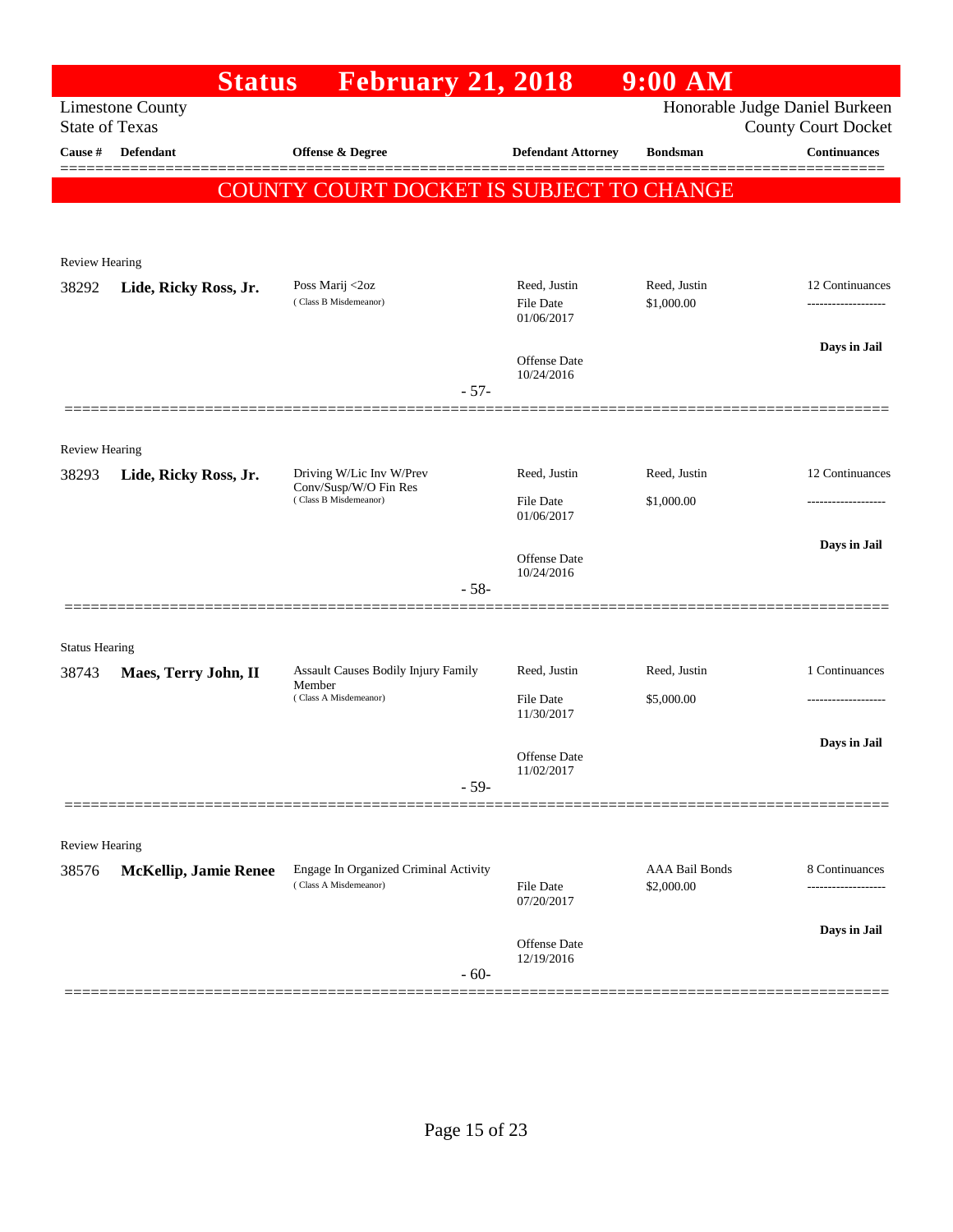# Status February 21, 2018 9:00 AM

Limestone County
State of Texas

Honorable Judge Daniel Burkeen
County Court Docket

| Cause # | Defendant | Offense & Degree | Defendant Attorney | Bondsman | Continuances |
|---|---|---|---|---|---|

**COUNTY COURT DOCKET IS SUBJECT TO CHANGE**

---

Review Hearing

| Cause # | Defendant | Offense & Degree | Defendant Attorney | Bondsman | Continuances |
|---|---|---|---|---|---|
| 38292 | **Lide, Ricky Ross, Jr.** | Poss Marij <2oz (Class B Misdemeanor) | Reed, Justin | Reed, Justin | 12 Continuances |
| | | | File Date 01/06/2017 | $1,000.00 | ------------------- |
| | | | Offense Date 10/24/2016 | | **Days in Jail** |

- 57-

---

Review Hearing

| Cause # | Defendant | Offense & Degree | Defendant Attorney | Bondsman | Continuances |
|---|---|---|---|---|---|
| 38293 | **Lide, Ricky Ross, Jr.** | Driving W/Lic Inv W/Prev Conv/Susp/W/O Fin Res (Class B Misdemeanor) | Reed, Justin | Reed, Justin | 12 Continuances |
| | | | File Date 01/06/2017 | $1,000.00 | ------------------- |
| | | | Offense Date 10/24/2016 | | **Days in Jail** |

- 58-

---

Status Hearing

| Cause # | Defendant | Offense & Degree | Defendant Attorney | Bondsman | Continuances |
|---|---|---|---|---|---|
| 38743 | **Maes, Terry John, II** | Assault Causes Bodily Injury Family Member (Class A Misdemeanor) | Reed, Justin | Reed, Justin | 1 Continuances |
| | | | File Date 11/30/2017 | $5,000.00 | ------------------- |
| | | | Offense Date 11/02/2017 | | **Days in Jail** |

- 59-

---

Review Hearing

| Cause # | Defendant | Offense & Degree | Defendant Attorney | Bondsman | Continuances |
|---|---|---|---|---|---|
| 38576 | **McKellip, Jamie Renee** | Engage In Organized Criminal Activity (Class A Misdemeanor) | | AAA Bail Bonds | 8 Continuances |
| | | | File Date 07/20/2017 | $2,000.00 | ------------------- |
| | | | Offense Date 12/19/2016 | | **Days in Jail** |

- 60-

---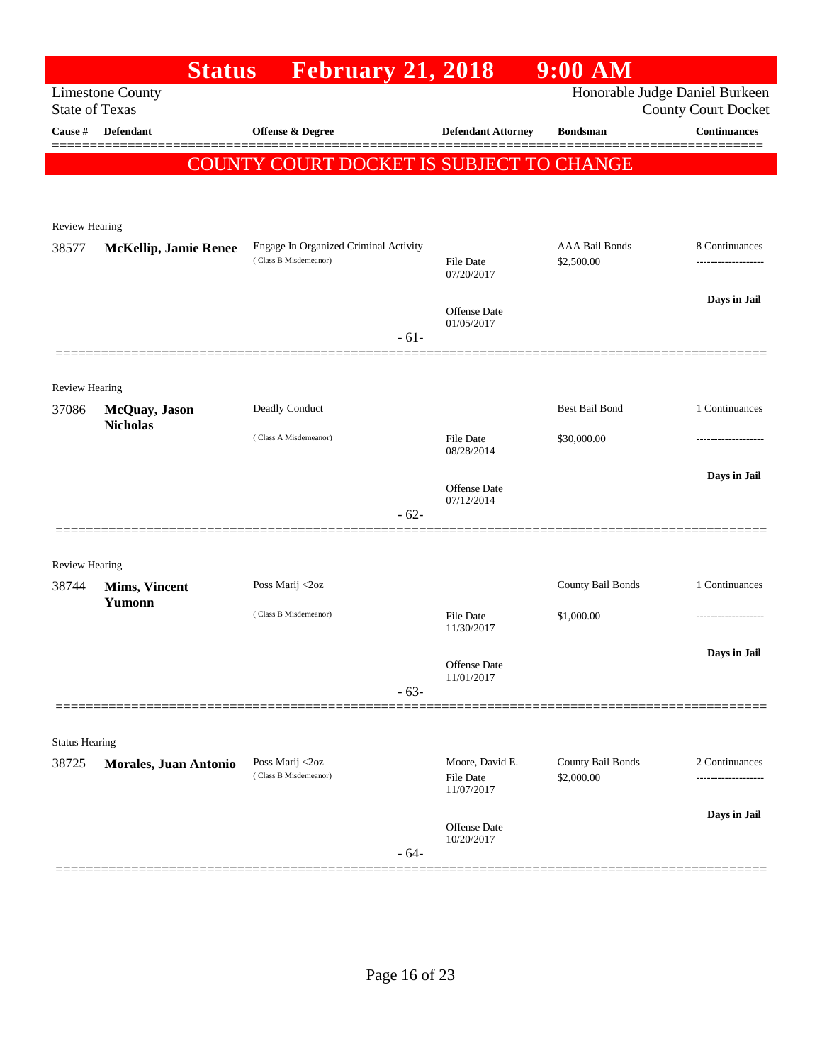# Status February 21, 2018 9:00 AM

Limestone County
State of Texas

Honorable Judge Daniel Burkeen
County Court Docket

| Cause # | Defendant | Offense & Degree | Defendant Attorney | Bondsman | Continuances |
|---|---|---|---|---|---|

**COUNTY COURT DOCKET IS SUBJECT TO CHANGE**

Review Hearing

| Cause # | Defendant | Offense & Degree | Defendant Attorney | Bondsman | Continuances |
|---|---|---|---|---|---|
| 38577 | **McKellip, Jamie Renee** | Engage In Organized Criminal Activity (Class B Misdemeanor) | File Date 07/20/2017<br>Offense Date 01/05/2017 | AAA Bail Bonds $2,500.00 | 8 Continuances<br>**Days in Jail** |

- 61-

Review Hearing

| Cause # | Defendant | Offense & Degree | Defendant Attorney | Bondsman | Continuances |
|---|---|---|---|---|---|
| 37086 | **McQuay, Jason Nicholas** | Deadly Conduct (Class A Misdemeanor) | File Date 08/28/2014<br>Offense Date 07/12/2014 | Best Bail Bond $30,000.00 | 1 Continuances<br>**Days in Jail** |

- 62-

Review Hearing

| Cause # | Defendant | Offense & Degree | Defendant Attorney | Bondsman | Continuances |
|---|---|---|---|---|---|
| 38744 | **Mims, Vincent Yumonn** | Poss Marij <2oz (Class B Misdemeanor) | File Date 11/30/2017<br>Offense Date 11/01/2017 | County Bail Bonds $1,000.00 | 1 Continuances<br>**Days in Jail** |

- 63-

Status Hearing

| Cause # | Defendant | Offense & Degree | Defendant Attorney | Bondsman | Continuances |
|---|---|---|---|---|---|
| 38725 | **Morales, Juan Antonio** | Poss Marij <2oz (Class B Misdemeanor) | Moore, David E.<br>File Date 11/07/2017<br>Offense Date 10/20/2017 | County Bail Bonds $2,000.00 | 2 Continuances<br>**Days in Jail** |

- 64-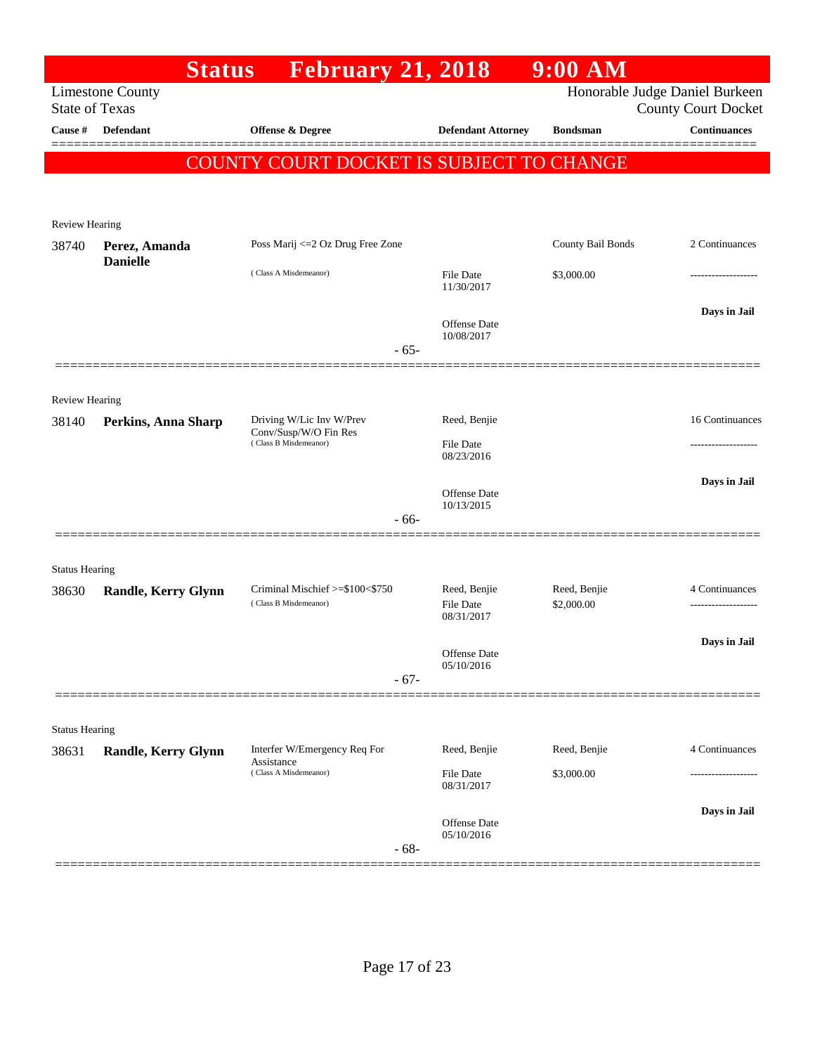# Status February 21, 2018 9:00 AM

Limestone County
State of Texas

Honorable Judge Daniel Burkeen
County Court Docket

| Cause # | Defendant | Offense & Degree | Defendant Attorney | Bondsman | Continuances |
|---|---|---|---|---|---|

**COUNTY COURT DOCKET IS SUBJECT TO CHANGE**

---

Review Hearing

| Cause # | Defendant | Offense & Degree | Defendant Attorney | Bondsman | Continuances |
|---|---|---|---|---|---|
| 38740 | **Perez, Amanda Danielle** | Poss Marij <=2 Oz Drug Free Zone (Class A Misdemeanor) | File Date 11/30/2017<br>Offense Date 10/08/2017 | County Bail Bonds<br>$3,000.00 | 2 Continuances<br>-------------------<br>**Days in Jail** |

- 65-

---

Review Hearing

| Cause # | Defendant | Offense & Degree | Defendant Attorney | Bondsman | Continuances |
|---|---|---|---|---|---|
| 38140 | **Perkins, Anna Sharp** | Driving W/Lic Inv W/Prev Conv/Susp/W/O Fin Res (Class B Misdemeanor) | Reed, Benjie<br>File Date 08/23/2016<br>Offense Date 10/13/2015 | | 16 Continuances<br>-------------------<br>**Days in Jail** |

- 66-

---

Status Hearing

| Cause # | Defendant | Offense & Degree | Defendant Attorney | Bondsman | Continuances |
|---|---|---|---|---|---|
| 38630 | **Randle, Kerry Glynn** | Criminal Mischief >=$100<$750 (Class B Misdemeanor) | Reed, Benjie<br>File Date 08/31/2017<br>Offense Date 05/10/2016 | Reed, Benjie<br>$2,000.00 | 4 Continuances<br>-------------------<br>**Days in Jail** |

- 67-

---

Status Hearing

| Cause # | Defendant | Offense & Degree | Defendant Attorney | Bondsman | Continuances |
|---|---|---|---|---|---|
| 38631 | **Randle, Kerry Glynn** | Interfer W/Emergency Req For Assistance (Class A Misdemeanor) | Reed, Benjie<br>File Date 08/31/2017<br>Offense Date 05/10/2016 | Reed, Benjie<br>$3,000.00 | 4 Continuances<br>-------------------<br>**Days in Jail** |

- 68-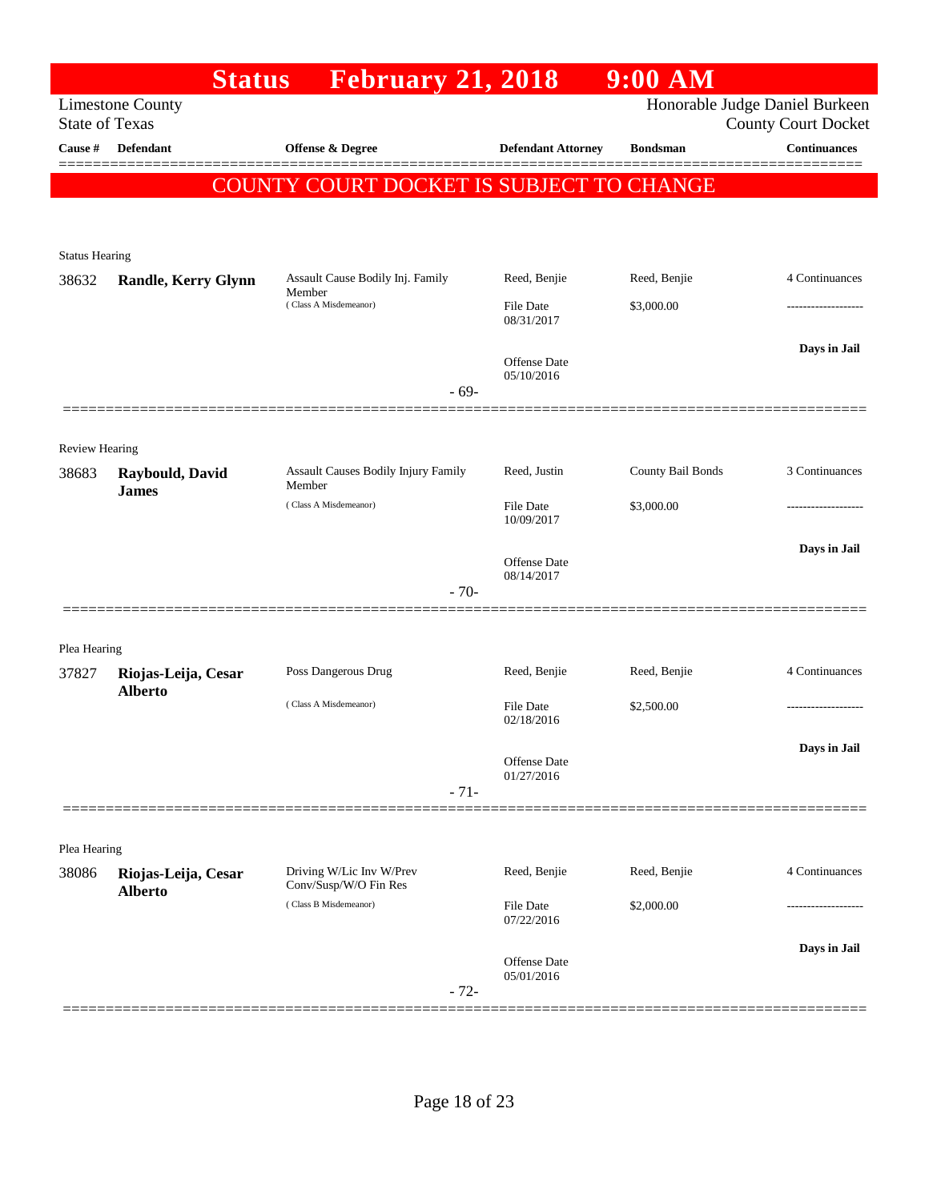# Status February 21, 2018 9:00 AM

Limestone County
State of Texas

Honorable Judge Daniel Burkeen
County Court Docket

**COUNTY COURT DOCKET IS SUBJECT TO CHANGE**

| Cause # | Defendant | Offense & Degree | Defendant Attorney | Bondsman | Continuances |
|---|---|---|---|---|---|
| Status Hearing | | | | | |
| 38632 | **Randle, Kerry Glynn** | Assault Cause Bodily Inj. Family Member (Class A Misdemeanor) | Reed, Benjie | Reed, Benjie | 4 Continuances |
| | | | File Date 08/31/2017 | $3,000.00 | ------------------- |
| | | | Offense Date 05/10/2016 | | **Days in Jail** |
| | | - 69- | | | |
| Review Hearing | | | | | |
| 38683 | **Raybould, David James** | Assault Causes Bodily Injury Family Member (Class A Misdemeanor) | Reed, Justin | County Bail Bonds | 3 Continuances |
| | | | File Date 10/09/2017 | $3,000.00 | ------------------- |
| | | | Offense Date 08/14/2017 | | **Days in Jail** |
| | | - 70- | | | |
| Plea Hearing | | | | | |
| 37827 | **Riojas-Leija, Cesar Alberto** | Poss Dangerous Drug (Class A Misdemeanor) | Reed, Benjie | Reed, Benjie | 4 Continuances |
| | | | File Date 02/18/2016 | $2,500.00 | ------------------- |
| | | | Offense Date 01/27/2016 | | **Days in Jail** |
| | | - 71- | | | |
| Plea Hearing | | | | | |
| 38086 | **Riojas-Leija, Cesar Alberto** | Driving W/Lic Inv W/Prev Conv/Susp/W/O Fin Res (Class B Misdemeanor) | Reed, Benjie | Reed, Benjie | 4 Continuances |
| | | | File Date 07/22/2016 | $2,000.00 | ------------------- |
| | | | Offense Date 05/01/2016 | | **Days in Jail** |
| | | - 72- | | | |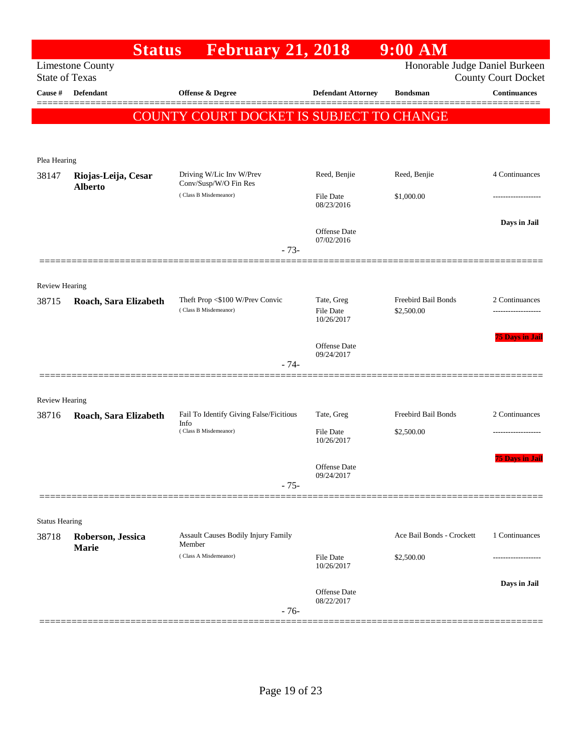# Status February 21, 2018 9:00 AM

Limestone County
State of Texas

Honorable Judge Daniel Burkeen
County Court Docket

| Cause # | Defendant | Offense & Degree | Defendant Attorney | Bondsman | Continuances |
|---|---|---|---|---|---|

**COUNTY COURT DOCKET IS SUBJECT TO CHANGE**

---

Plea Hearing

| Cause # | Defendant | Offense & Degree | Defendant Attorney | Bondsman | Continuances |
|---|---|---|---|---|---|
| 38147 | **Riojas-Leija, Cesar Alberto** | Driving W/Lic Inv W/Prev Conv/Susp/W/O Fin Res (Class B Misdemeanor) | Reed, Benjie | Reed, Benjie | 4 Continuances |
| | | | File Date 08/23/2016 | $1,000.00 | ------------------- |
| | | | Offense Date 07/02/2016 | | Days in Jail |

- 73-

---

Review Hearing

| Cause # | Defendant | Offense & Degree | Defendant Attorney | Bondsman | Continuances |
|---|---|---|---|---|---|
| 38715 | **Roach, Sara Elizabeth** | Theft Prop <$100 W/Prev Convic (Class B Misdemeanor) | Tate, Greg | Freebird Bail Bonds | 2 Continuances |
| | | | File Date 10/26/2017 | $2,500.00 | ------------------- |
| | | | Offense Date 09/24/2017 | | 75 Days in Jail |

- 74-

---

Review Hearing

| Cause # | Defendant | Offense & Degree | Defendant Attorney | Bondsman | Continuances |
|---|---|---|---|---|---|
| 38716 | **Roach, Sara Elizabeth** | Fail To Identify Giving False/Ficitious Info (Class B Misdemeanor) | Tate, Greg | Freebird Bail Bonds | 2 Continuances |
| | | | File Date 10/26/2017 | $2,500.00 | ------------------- |
| | | | Offense Date 09/24/2017 | | 75 Days in Jail |

- 75-

---

Status Hearing

| Cause # | Defendant | Offense & Degree | Defendant Attorney | Bondsman | Continuances |
|---|---|---|---|---|---|
| 38718 | **Roberson, Jessica Marie** | Assault Causes Bodily Injury Family Member (Class A Misdemeanor) | | Ace Bail Bonds - Crockett | 1 Continuances |
| | | | File Date 10/26/2017 | $2,500.00 | ------------------- |
| | | | Offense Date 08/22/2017 | | Days in Jail |

- 76-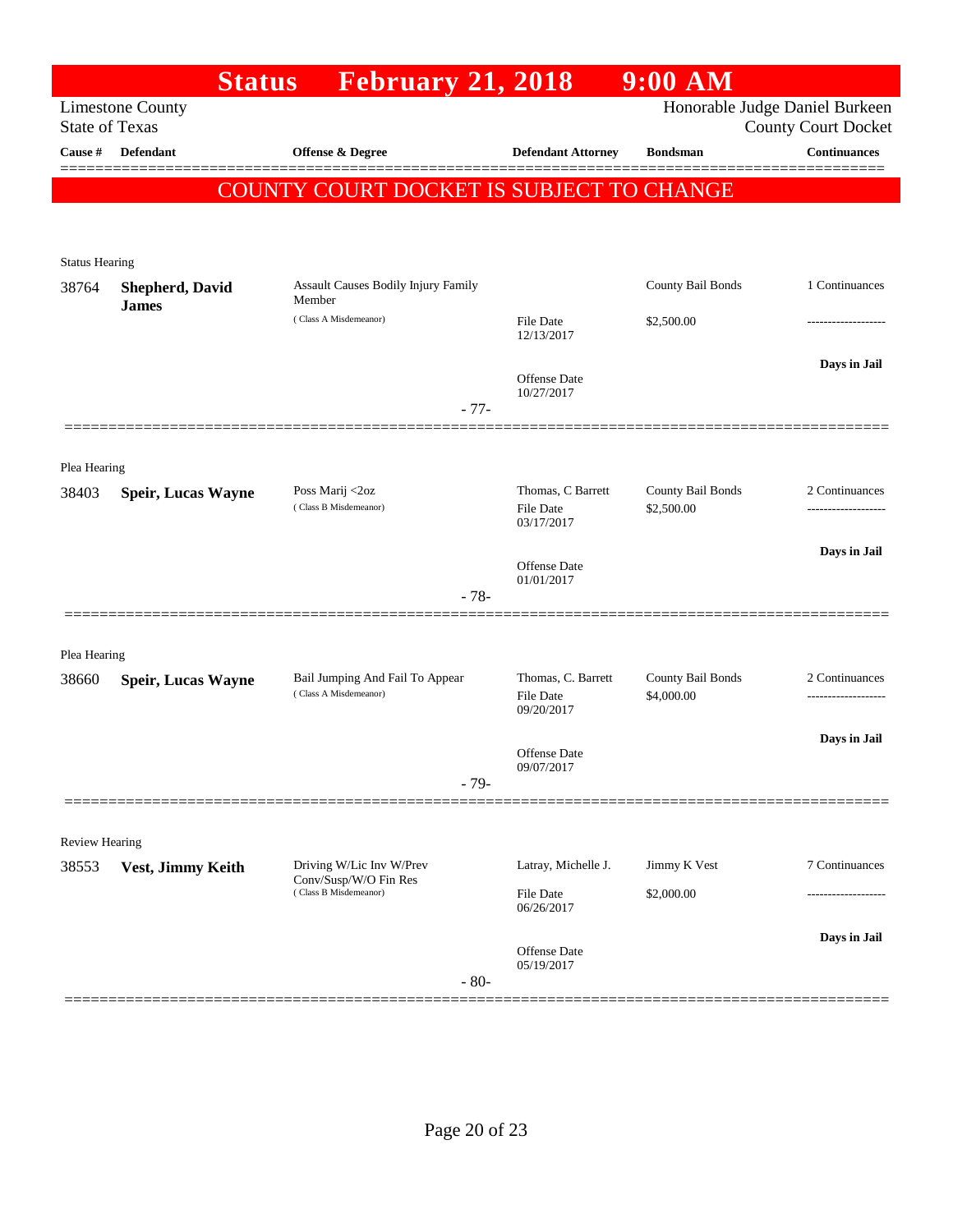# Status February 21, 2018 9:00 AM

Limestone County
State of Texas

Honorable Judge Daniel Burkeen
County Court Docket

| Cause # | Defendant | Offense & Degree | Defendant Attorney | Bondsman | Continuances |
|---|---|---|---|---|---|

**COUNTY COURT DOCKET IS SUBJECT TO CHANGE**

Status Hearing

| Cause # | Defendant | Offense & Degree | Defendant Attorney | Bondsman | Continuances |
|---|---|---|---|---|---|
| 38764 | **Shepherd, David James** | Assault Causes Bodily Injury Family Member (Class A Misdemeanor) | File Date 12/13/2017 | County Bail Bonds $2,500.00 | 1 Continuances |
| | | | Offense Date 10/27/2017 | | Days in Jail |

- 77-

Plea Hearing

| Cause # | Defendant | Offense & Degree | Defendant Attorney | Bondsman | Continuances |
|---|---|---|---|---|---|
| 38403 | **Speir, Lucas Wayne** | Poss Marij <2oz (Class B Misdemeanor) | Thomas, C Barrett File Date 03/17/2017 | County Bail Bonds $2,500.00 | 2 Continuances |
| | | | Offense Date 01/01/2017 | | Days in Jail |

- 78-

Plea Hearing

| Cause # | Defendant | Offense & Degree | Defendant Attorney | Bondsman | Continuances |
|---|---|---|---|---|---|
| 38660 | **Speir, Lucas Wayne** | Bail Jumping And Fail To Appear (Class A Misdemeanor) | Thomas, C. Barrett File Date 09/20/2017 | County Bail Bonds $4,000.00 | 2 Continuances |
| | | | Offense Date 09/07/2017 | | Days in Jail |

- 79-

Review Hearing

| Cause # | Defendant | Offense & Degree | Defendant Attorney | Bondsman | Continuances |
|---|---|---|---|---|---|
| 38553 | **Vest, Jimmy Keith** | Driving W/Lic Inv W/Prev Conv/Susp/W/O Fin Res (Class B Misdemeanor) | Latray, Michelle J. File Date 06/26/2017 | Jimmy K Vest $2,000.00 | 7 Continuances |
| | | | Offense Date 05/19/2017 | | Days in Jail |

- 80-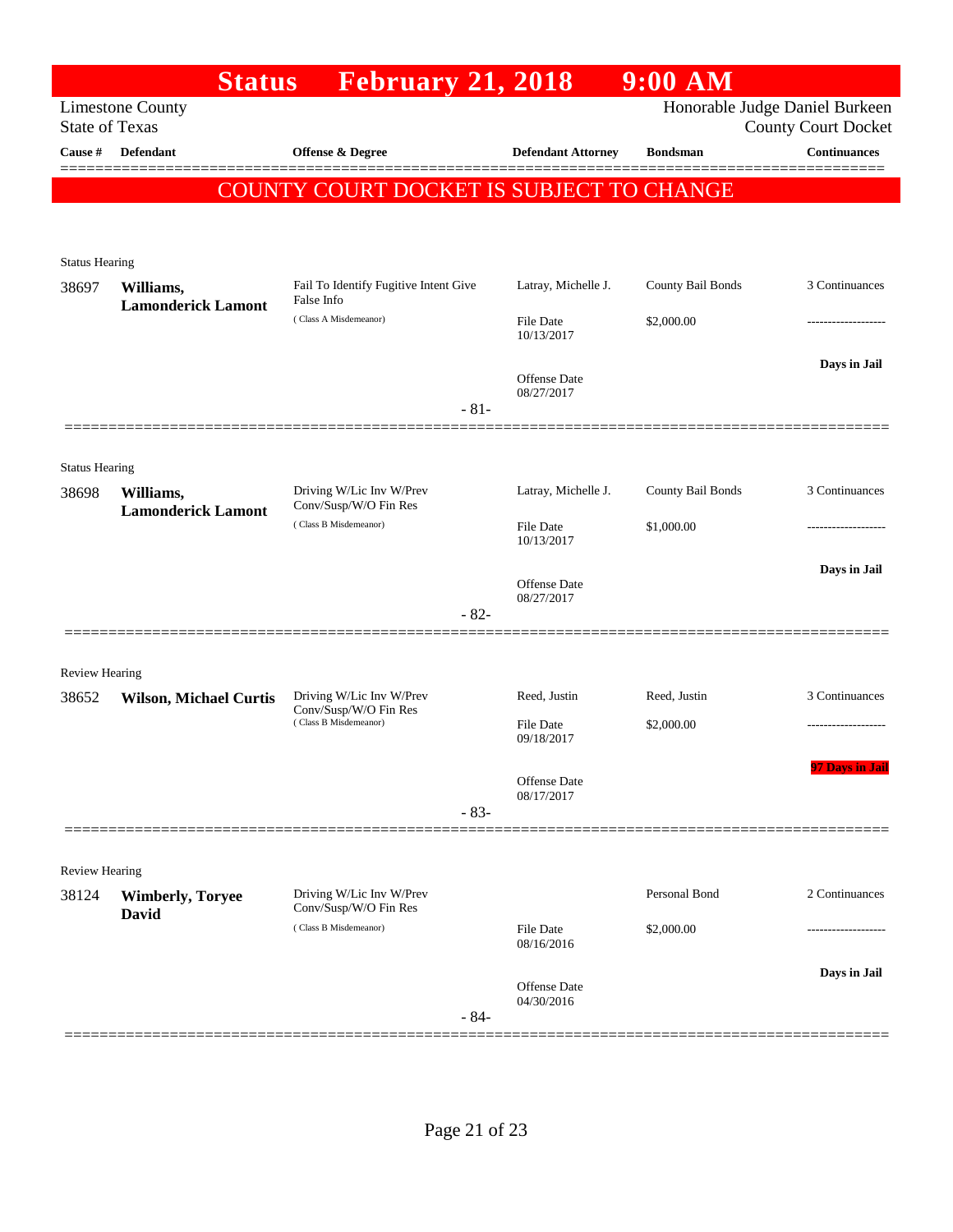# Status February 21, 2018 9:00 AM

Limestone County
State of Texas

Honorable Judge Daniel Burkeen
County Court Docket

| Cause # | Defendant | Offense & Degree | Defendant Attorney | Bondsman | Continuances |
|---|---|---|---|---|---|

**COUNTY COURT DOCKET IS SUBJECT TO CHANGE**

---

Status Hearing

| Cause # | Defendant | Offense & Degree | Defendant Attorney | Bondsman | Continuances |
|---|---|---|---|---|---|
| 38697 | **Williams, Lamonderick Lamont** | Fail To Identify Fugitive Intent Give False Info (Class A Misdemeanor) | Latray, Michelle J. | County Bail Bonds | 3 Continuances |
| | | | File Date 10/13/2017 | $2,000.00 | ------------------- |
| | | | Offense Date 08/27/2017 | | **Days in Jail** |

-81-

---

Status Hearing

| Cause # | Defendant | Offense & Degree | Defendant Attorney | Bondsman | Continuances |
|---|---|---|---|---|---|
| 38698 | **Williams, Lamonderick Lamont** | Driving W/Lic Inv W/Prev Conv/Susp/W/O Fin Res (Class B Misdemeanor) | Latray, Michelle J. | County Bail Bonds | 3 Continuances |
| | | | File Date 10/13/2017 | $1,000.00 | ------------------- |
| | | | Offense Date 08/27/2017 | | **Days in Jail** |

-82-

---

Review Hearing

| Cause # | Defendant | Offense & Degree | Defendant Attorney | Bondsman | Continuances |
|---|---|---|---|---|---|
| 38652 | **Wilson, Michael Curtis** | Driving W/Lic Inv W/Prev Conv/Susp/W/O Fin Res (Class B Misdemeanor) | Reed, Justin | Reed, Justin | 3 Continuances |
| | | | File Date 09/18/2017 | $2,000.00 | ------------------- |
| | | | Offense Date 08/17/2017 | | **97 Days in Jail** |

-83-

---

Review Hearing

| Cause # | Defendant | Offense & Degree | Defendant Attorney | Bondsman | Continuances |
|---|---|---|---|---|---|
| 38124 | **Wimberly, Toryee David** | Driving W/Lic Inv W/Prev Conv/Susp/W/O Fin Res (Class B Misdemeanor) | | Personal Bond | 2 Continuances |
| | | | File Date 08/16/2016 | $2,000.00 | ------------------- |
| | | | Offense Date 04/30/2016 | | **Days in Jail** |

-84-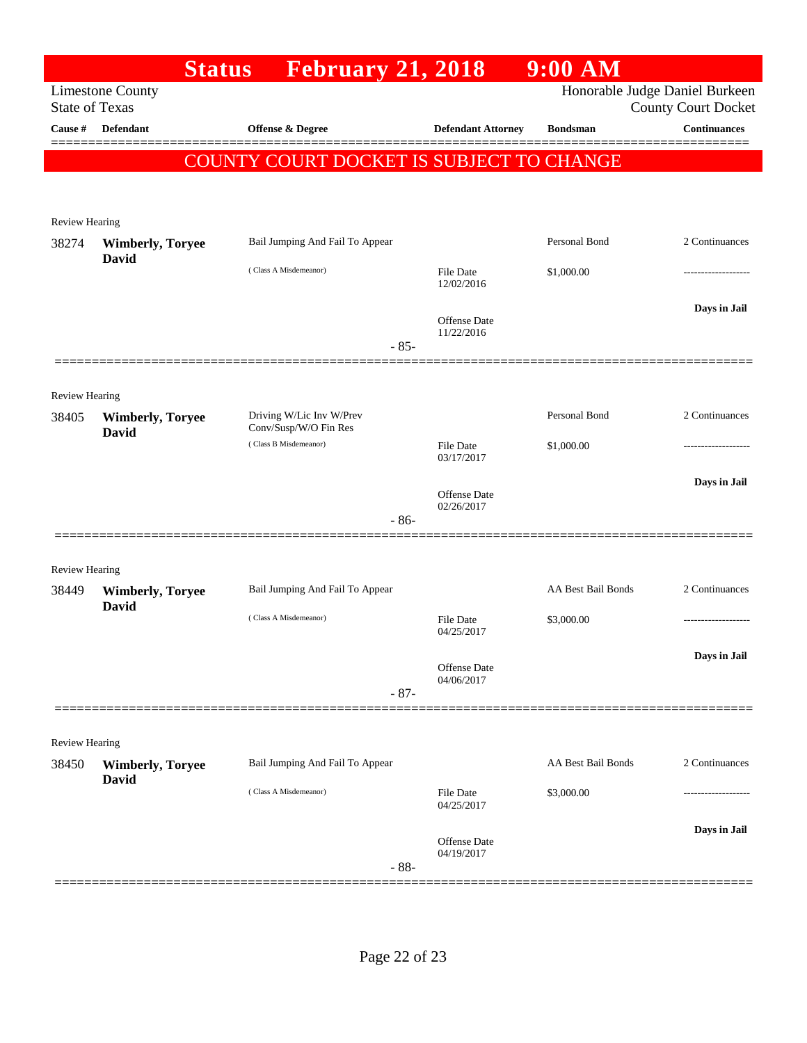# Status February 21, 2018 9:00 AM

Limestone County
State of Texas

Honorable Judge Daniel Burkeen
County Court Docket

| Cause # | Defendant | Offense & Degree | Defendant Attorney | Bondsman | Continuances |
|---|---|---|---|---|---|

## COUNTY COURT DOCKET IS SUBJECT TO CHANGE

Review Hearing

| Cause # | Defendant | Offense & Degree | Defendant Attorney | Bondsman | Continuances |
|---|---|---|---|---|---|
| 38274 | **Wimberly, Toryee David** | Bail Jumping And Fail To Appear | | Personal Bond | 2 Continuances |
| | | (Class A Misdemeanor) | File Date 12/02/2016 | $1,000.00 | ------------------- |
| | | | Offense Date 11/22/2016 | | **Days in Jail** |

- 85-

Review Hearing

| Cause # | Defendant | Offense & Degree | Defendant Attorney | Bondsman | Continuances |
|---|---|---|---|---|---|
| 38405 | **Wimberly, Toryee David** | Driving W/Lic Inv W/Prev Conv/Susp/W/O Fin Res | | Personal Bond | 2 Continuances |
| | | (Class B Misdemeanor) | File Date 03/17/2017 | $1,000.00 | ------------------- |
| | | | Offense Date 02/26/2017 | | **Days in Jail** |

- 86-

Review Hearing

| Cause # | Defendant | Offense & Degree | Defendant Attorney | Bondsman | Continuances |
|---|---|---|---|---|---|
| 38449 | **Wimberly, Toryee David** | Bail Jumping And Fail To Appear | | AA Best Bail Bonds | 2 Continuances |
| | | (Class A Misdemeanor) | File Date 04/25/2017 | $3,000.00 | ------------------- |
| | | | Offense Date 04/06/2017 | | **Days in Jail** |

- 87-

Review Hearing

| Cause # | Defendant | Offense & Degree | Defendant Attorney | Bondsman | Continuances |
|---|---|---|---|---|---|
| 38450 | **Wimberly, Toryee David** | Bail Jumping And Fail To Appear | | AA Best Bail Bonds | 2 Continuances |
| | | (Class A Misdemeanor) | File Date 04/25/2017 | $3,000.00 | ------------------- |
| | | | Offense Date 04/19/2017 | | **Days in Jail** |

- 88-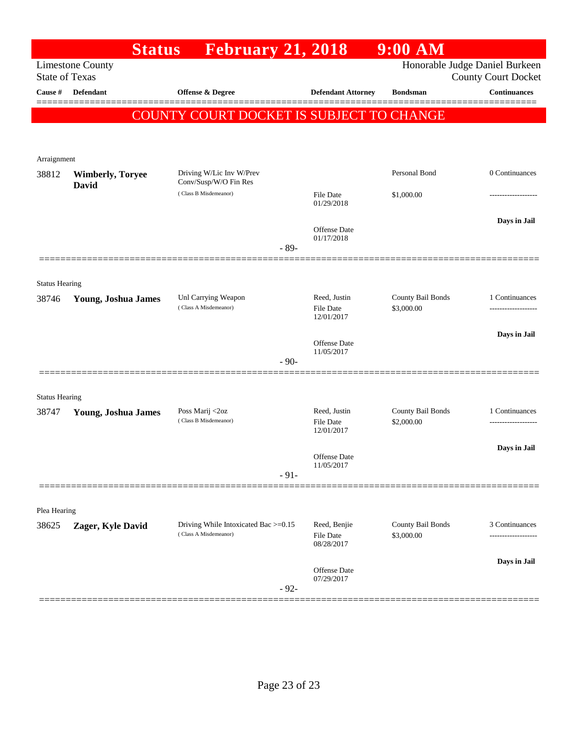# Status February 21, 2018 9:00 AM

Limestone County
State of Texas

Honorable Judge Daniel Burkeen
County Court Docket

| Cause # | Defendant | Offense & Degree | Defendant Attorney | Bondsman | Continuances |
|---|---|---|---|---|---|

**COUNTY COURT DOCKET IS SUBJECT TO CHANGE**

Arraignment

| Cause # | Defendant | Offense & Degree | Defendant Attorney | Bondsman | Continuances |
|---|---|---|---|---|---|
| 38812 | **Wimberly, Toryee David** | Driving W/Lic Inv W/Prev Conv/Susp/W/O Fin Res (Class B Misdemeanor) | File Date 01/29/2018; Offense Date 01/17/2018 | Personal Bond $1,000.00 | 0 Continuances; Days in Jail |

- 89-

Status Hearing

| Cause # | Defendant | Offense & Degree | Defendant Attorney | Bondsman | Continuances |
|---|---|---|---|---|---|
| 38746 | **Young, Joshua James** | Unl Carrying Weapon (Class A Misdemeanor) | Reed, Justin; File Date 12/01/2017; Offense Date 11/05/2017 | County Bail Bonds $3,000.00 | 1 Continuances; Days in Jail |

- 90-

Status Hearing

| Cause # | Defendant | Offense & Degree | Defendant Attorney | Bondsman | Continuances |
|---|---|---|---|---|---|
| 38747 | **Young, Joshua James** | Poss Marij <2oz (Class B Misdemeanor) | Reed, Justin; File Date 12/01/2017; Offense Date 11/05/2017 | County Bail Bonds $2,000.00 | 1 Continuances; Days in Jail |

- 91-

Plea Hearing

| Cause # | Defendant | Offense & Degree | Defendant Attorney | Bondsman | Continuances |
|---|---|---|---|---|---|
| 38625 | **Zager, Kyle David** | Driving While Intoxicated Bac >=0.15 (Class A Misdemeanor) | Reed, Benjie; File Date 08/28/2017; Offense Date 07/29/2017 | County Bail Bonds $3,000.00 | 3 Continuances; Days in Jail |

- 92-